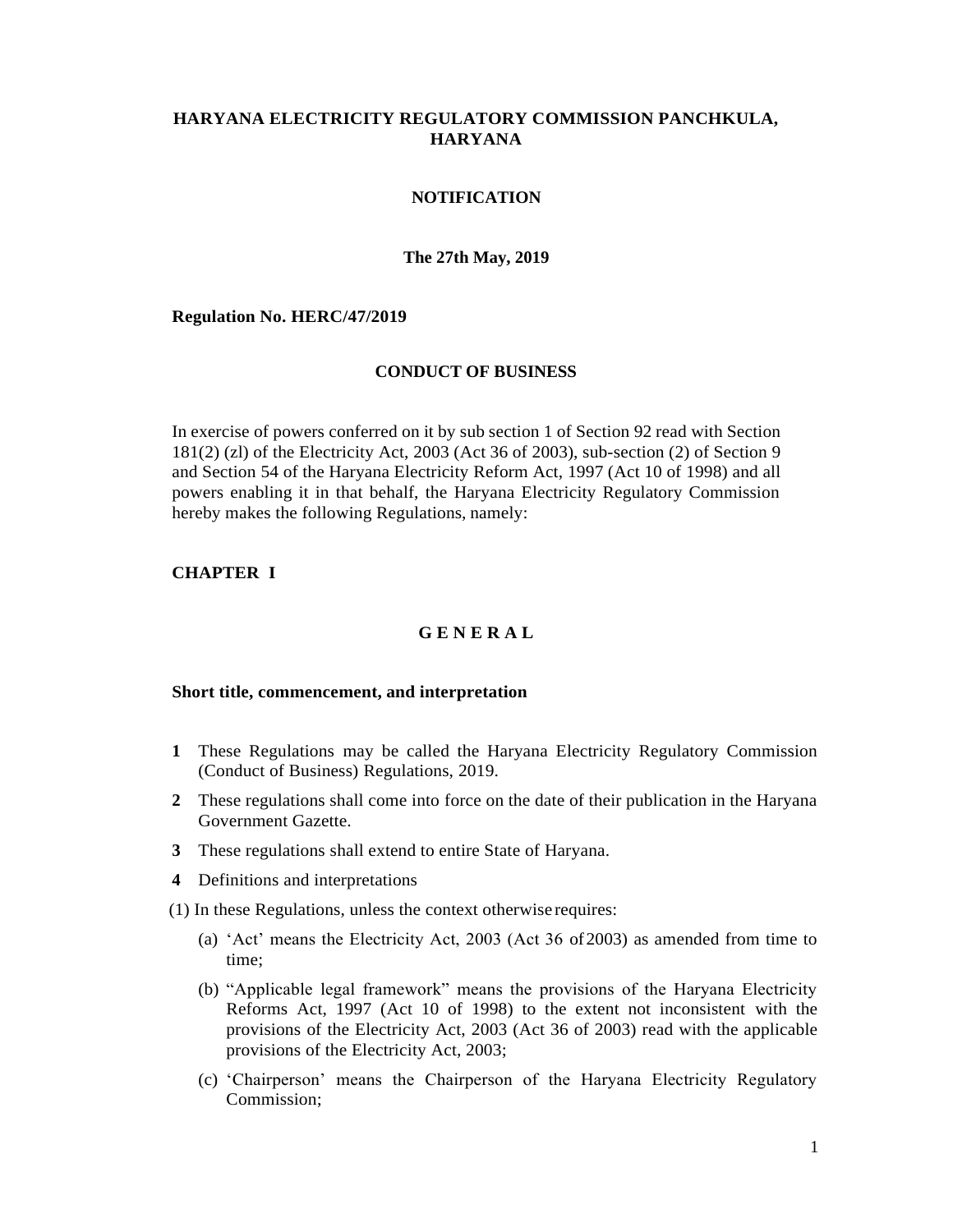# HARYANA ELECTRICITY REGULATORY COMMISSION PANCHKULA, HARYANA

## NOTIFICATION

**The 27th May, 2019**

**Regulation No. HERC/47/2019**

## CONDUCT OF BUSINESS

In exercise of powers conferred on it by sub section 1 of Section 92 read with Section 181(2) (zl) of the Electricity Act, 2003 (Act 36 of 2003), sub-section (2) of Section 9 and Section 54 of the Haryana Electricity Reform Act, 1997 (Act 10 of 1998) and all powers enabling it in that behalf, the Haryana Electricity Regulatory Commission hereby makes the following Regulations, namely:

## CHAPTER I

## G E N E R A L

### Short title, commencement, and interpretation

**1** These Regulations may be called the Haryana Electricity Regulatory Commission (Conduct of Business) Regulations, 2019.

**2** These regulations shall come into force on the date of their publication in the Haryana Government Gazette.

**3** These regulations shall extend to entire State of Haryana.

**4** Definitions and interpretations

(1) In these Regulations, unless the context otherwise requires:

- (a) 'Act' means the Electricity Act, 2003 (Act 36 of 2003) as amended from time to time;
- (b) "Applicable legal framework" means the provisions of the Haryana Electricity Reforms Act, 1997 (Act 10 of 1998) to the extent not inconsistent with the provisions of the Electricity Act, 2003 (Act 36 of 2003) read with the applicable provisions of the Electricity Act, 2003;
- (c) 'Chairperson' means the Chairperson of the Haryana Electricity Regulatory Commission;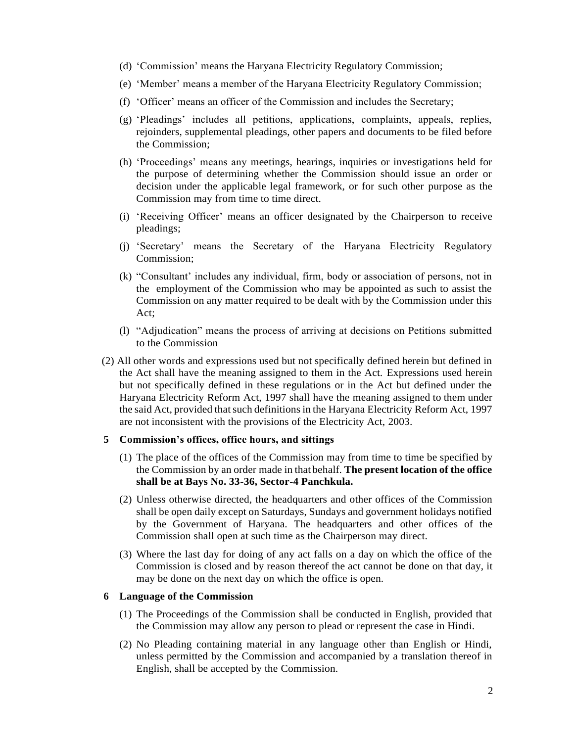(d) 'Commission' means the Haryana Electricity Regulatory Commission;

(e) 'Member' means a member of the Haryana Electricity Regulatory Commission;

(f) 'Officer' means an officer of the Commission and includes the Secretary;

(g) 'Pleadings' includes all petitions, applications, complaints, appeals, replies, rejoinders, supplemental pleadings, other papers and documents to be filed before the Commission;

(h) 'Proceedings' means any meetings, hearings, inquiries or investigations held for the purpose of determining whether the Commission should issue an order or decision under the applicable legal framework, or for such other purpose as the Commission may from time to time direct.

(i) 'Receiving Officer' means an officer designated by the Chairperson to receive pleadings;

(j) 'Secretary' means the Secretary of the Haryana Electricity Regulatory Commission;

(k) "Consultant' includes any individual, firm, body or association of persons, not in the employment of the Commission who may be appointed as such to assist the Commission on any matter required to be dealt with by the Commission under this Act;

(l) "Adjudication" means the process of arriving at decisions on Petitions submitted to the Commission

(2) All other words and expressions used but not specifically defined herein but defined in the Act shall have the meaning assigned to them in the Act. Expressions used herein but not specifically defined in these regulations or in the Act but defined under the Haryana Electricity Reform Act, 1997 shall have the meaning assigned to them under the said Act, provided that such definitions in the Haryana Electricity Reform Act, 1997 are not inconsistent with the provisions of the Electricity Act, 2003.

**5 Commission's offices, office hours, and sittings**

(1) The place of the offices of the Commission may from time to time be specified by the Commission by an order made in that behalf. **The present location of the office shall be at Bays No. 33-36, Sector-4 Panchkula.**

(2) Unless otherwise directed, the headquarters and other offices of the Commission shall be open daily except on Saturdays, Sundays and government holidays notified by the Government of Haryana. The headquarters and other offices of the Commission shall open at such time as the Chairperson may direct.

(3) Where the last day for doing of any act falls on a day on which the office of the Commission is closed and by reason thereof the act cannot be done on that day, it may be done on the next day on which the office is open.

**6 Language of the Commission**

(1) The Proceedings of the Commission shall be conducted in English, provided that the Commission may allow any person to plead or represent the case in Hindi.

(2) No Pleading containing material in any language other than English or Hindi, unless permitted by the Commission and accompanied by a translation thereof in English, shall be accepted by the Commission.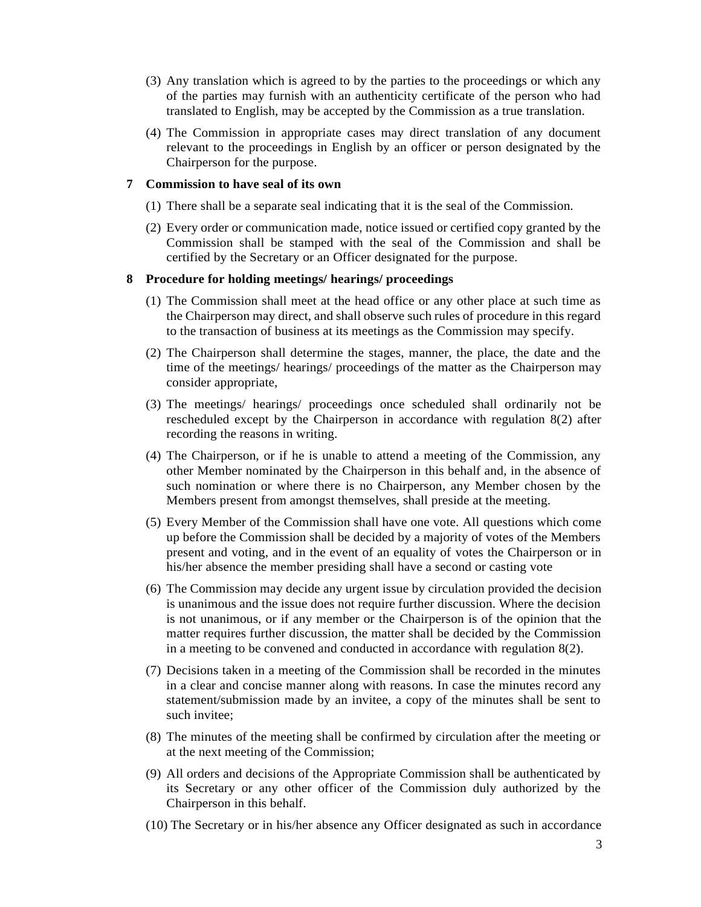(3) Any translation which is agreed to by the parties to the proceedings or which any of the parties may furnish with an authenticity certificate of the person who had translated to English, may be accepted by the Commission as a true translation.

(4) The Commission in appropriate cases may direct translation of any document relevant to the proceedings in English by an officer or person designated by the Chairperson for the purpose.

**7 Commission to have seal of its own**

(1) There shall be a separate seal indicating that it is the seal of the Commission.

(2) Every order or communication made, notice issued or certified copy granted by the Commission shall be stamped with the seal of the Commission and shall be certified by the Secretary or an Officer designated for the purpose.

**8 Procedure for holding meetings/ hearings/ proceedings**

(1) The Commission shall meet at the head office or any other place at such time as the Chairperson may direct, and shall observe such rules of procedure in this regard to the transaction of business at its meetings as the Commission may specify.

(2) The Chairperson shall determine the stages, manner, the place, the date and the time of the meetings/ hearings/ proceedings of the matter as the Chairperson may consider appropriate,

(3) The meetings/ hearings/ proceedings once scheduled shall ordinarily not be rescheduled except by the Chairperson in accordance with regulation 8(2) after recording the reasons in writing.

(4) The Chairperson, or if he is unable to attend a meeting of the Commission, any other Member nominated by the Chairperson in this behalf and, in the absence of such nomination or where there is no Chairperson, any Member chosen by the Members present from amongst themselves, shall preside at the meeting.

(5) Every Member of the Commission shall have one vote. All questions which come up before the Commission shall be decided by a majority of votes of the Members present and voting, and in the event of an equality of votes the Chairperson or in his/her absence the member presiding shall have a second or casting vote

(6) The Commission may decide any urgent issue by circulation provided the decision is unanimous and the issue does not require further discussion. Where the decision is not unanimous, or if any member or the Chairperson is of the opinion that the matter requires further discussion, the matter shall be decided by the Commission in a meeting to be convened and conducted in accordance with regulation 8(2).

(7) Decisions taken in a meeting of the Commission shall be recorded in the minutes in a clear and concise manner along with reasons. In case the minutes record any statement/submission made by an invitee, a copy of the minutes shall be sent to such invitee;

(8) The minutes of the meeting shall be confirmed by circulation after the meeting or at the next meeting of the Commission;

(9) All orders and decisions of the Appropriate Commission shall be authenticated by its Secretary or any other officer of the Commission duly authorized by the Chairperson in this behalf.

(10) The Secretary or in his/her absence any Officer designated as such in accordance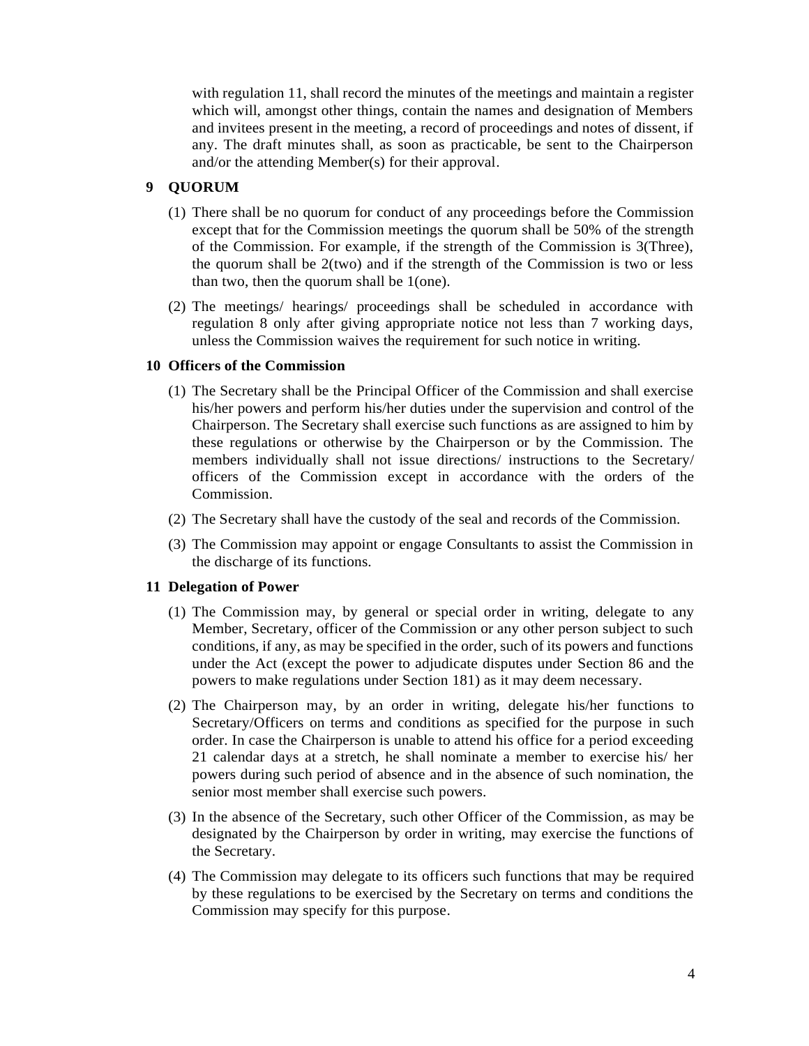with regulation 11, shall record the minutes of the meetings and maintain a register which will, amongst other things, contain the names and designation of Members and invitees present in the meeting, a record of proceedings and notes of dissent, if any. The draft minutes shall, as soon as practicable, be sent to the Chairperson and/or the attending Member(s) for their approval.

## 9 QUORUM

(1) There shall be no quorum for conduct of any proceedings before the Commission except that for the Commission meetings the quorum shall be 50% of the strength of the Commission. For example, if the strength of the Commission is 3(Three), the quorum shall be 2(two) and if the strength of the Commission is two or less than two, then the quorum shall be 1(one).

(2) The meetings/ hearings/ proceedings shall be scheduled in accordance with regulation 8 only after giving appropriate notice not less than 7 working days, unless the Commission waives the requirement for such notice in writing.

## 10 Officers of the Commission

(1) The Secretary shall be the Principal Officer of the Commission and shall exercise his/her powers and perform his/her duties under the supervision and control of the Chairperson. The Secretary shall exercise such functions as are assigned to him by these regulations or otherwise by the Chairperson or by the Commission. The members individually shall not issue directions/ instructions to the Secretary/ officers of the Commission except in accordance with the orders of the Commission.

(2) The Secretary shall have the custody of the seal and records of the Commission.

(3) The Commission may appoint or engage Consultants to assist the Commission in the discharge of its functions.

## 11 Delegation of Power

(1) The Commission may, by general or special order in writing, delegate to any Member, Secretary, officer of the Commission or any other person subject to such conditions, if any, as may be specified in the order, such of its powers and functions under the Act (except the power to adjudicate disputes under Section 86 and the powers to make regulations under Section 181) as it may deem necessary.

(2) The Chairperson may, by an order in writing, delegate his/her functions to Secretary/Officers on terms and conditions as specified for the purpose in such order. In case the Chairperson is unable to attend his office for a period exceeding 21 calendar days at a stretch, he shall nominate a member to exercise his/ her powers during such period of absence and in the absence of such nomination, the senior most member shall exercise such powers.

(3) In the absence of the Secretary, such other Officer of the Commission, as may be designated by the Chairperson by order in writing, may exercise the functions of the Secretary.

(4) The Commission may delegate to its officers such functions that may be required by these regulations to be exercised by the Secretary on terms and conditions the Commission may specify for this purpose.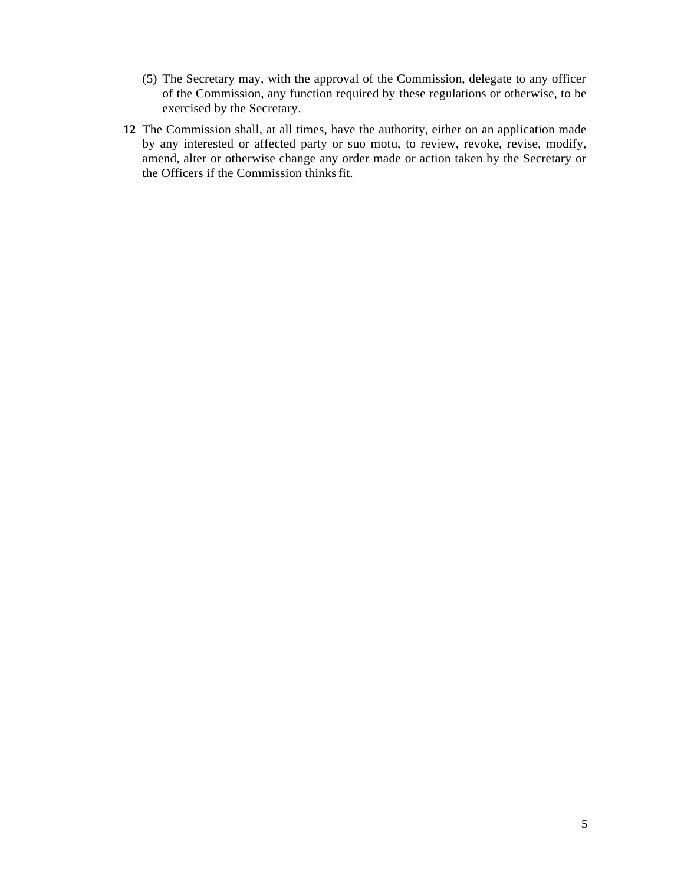(5) The Secretary may, with the approval of the Commission, delegate to any officer of the Commission, any function required by these regulations or otherwise, to be exercised by the Secretary.

**12** The Commission shall, at all times, have the authority, either on an application made by any interested or affected party or suo motu, to review, revoke, revise, modify, amend, alter or otherwise change any order made or action taken by the Secretary or the Officers if the Commission thinks fit.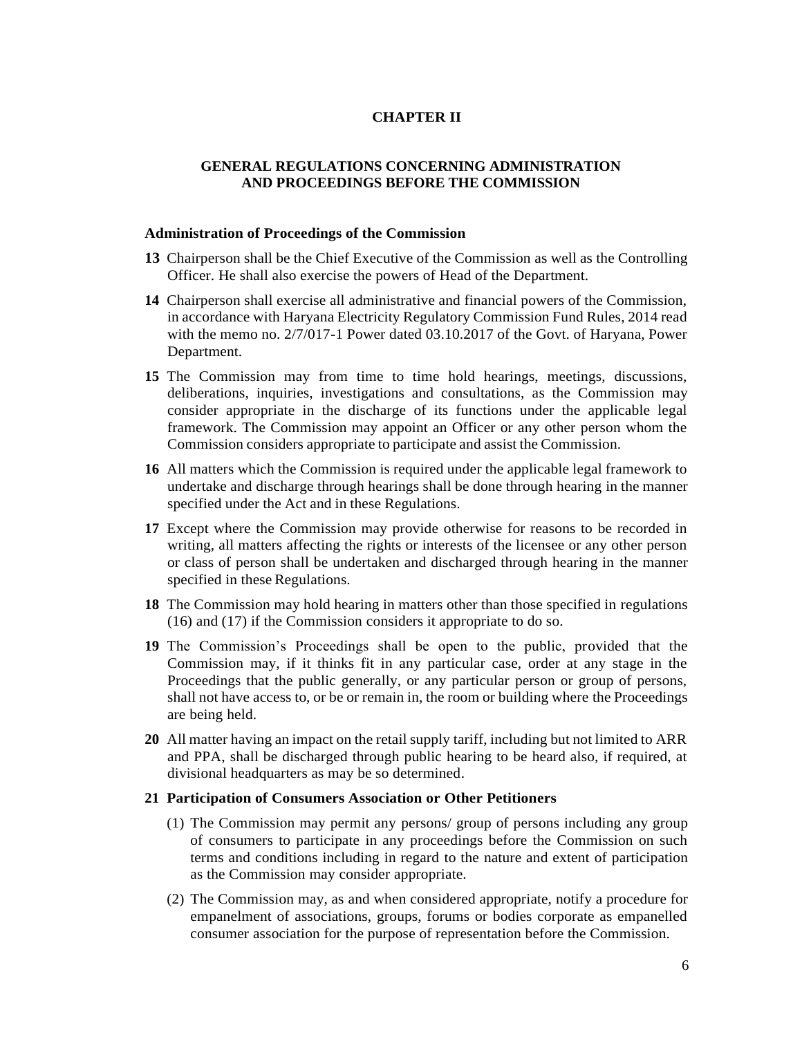# CHAPTER II

## GENERAL REGULATIONS CONCERNING ADMINISTRATION AND PROCEEDINGS BEFORE THE COMMISSION

### Administration of Proceedings of the Commission

**13** Chairperson shall be the Chief Executive of the Commission as well as the Controlling Officer. He shall also exercise the powers of Head of the Department.

**14** Chairperson shall exercise all administrative and financial powers of the Commission, in accordance with Haryana Electricity Regulatory Commission Fund Rules, 2014 read with the memo no. 2/7/017-1 Power dated 03.10.2017 of the Govt. of Haryana, Power Department.

**15** The Commission may from time to time hold hearings, meetings, discussions, deliberations, inquiries, investigations and consultations, as the Commission may consider appropriate in the discharge of its functions under the applicable legal framework. The Commission may appoint an Officer or any other person whom the Commission considers appropriate to participate and assist the Commission.

**16** All matters which the Commission is required under the applicable legal framework to undertake and discharge through hearings shall be done through hearing in the manner specified under the Act and in these Regulations.

**17** Except where the Commission may provide otherwise for reasons to be recorded in writing, all matters affecting the rights or interests of the licensee or any other person or class of person shall be undertaken and discharged through hearing in the manner specified in these Regulations.

**18** The Commission may hold hearing in matters other than those specified in regulations (16) and (17) if the Commission considers it appropriate to do so.

**19** The Commission's Proceedings shall be open to the public, provided that the Commission may, if it thinks fit in any particular case, order at any stage in the Proceedings that the public generally, or any particular person or group of persons, shall not have access to, or be or remain in, the room or building where the Proceedings are being held.

**20** All matter having an impact on the retail supply tariff, including but not limited to ARR and PPA, shall be discharged through public hearing to be heard also, if required, at divisional headquarters as may be so determined.

**21 Participation of Consumers Association or Other Petitioners**

(1) The Commission may permit any persons/ group of persons including any group of consumers to participate in any proceedings before the Commission on such terms and conditions including in regard to the nature and extent of participation as the Commission may consider appropriate.

(2) The Commission may, as and when considered appropriate, notify a procedure for empanelment of associations, groups, forums or bodies corporate as empanelled consumer association for the purpose of representation before the Commission.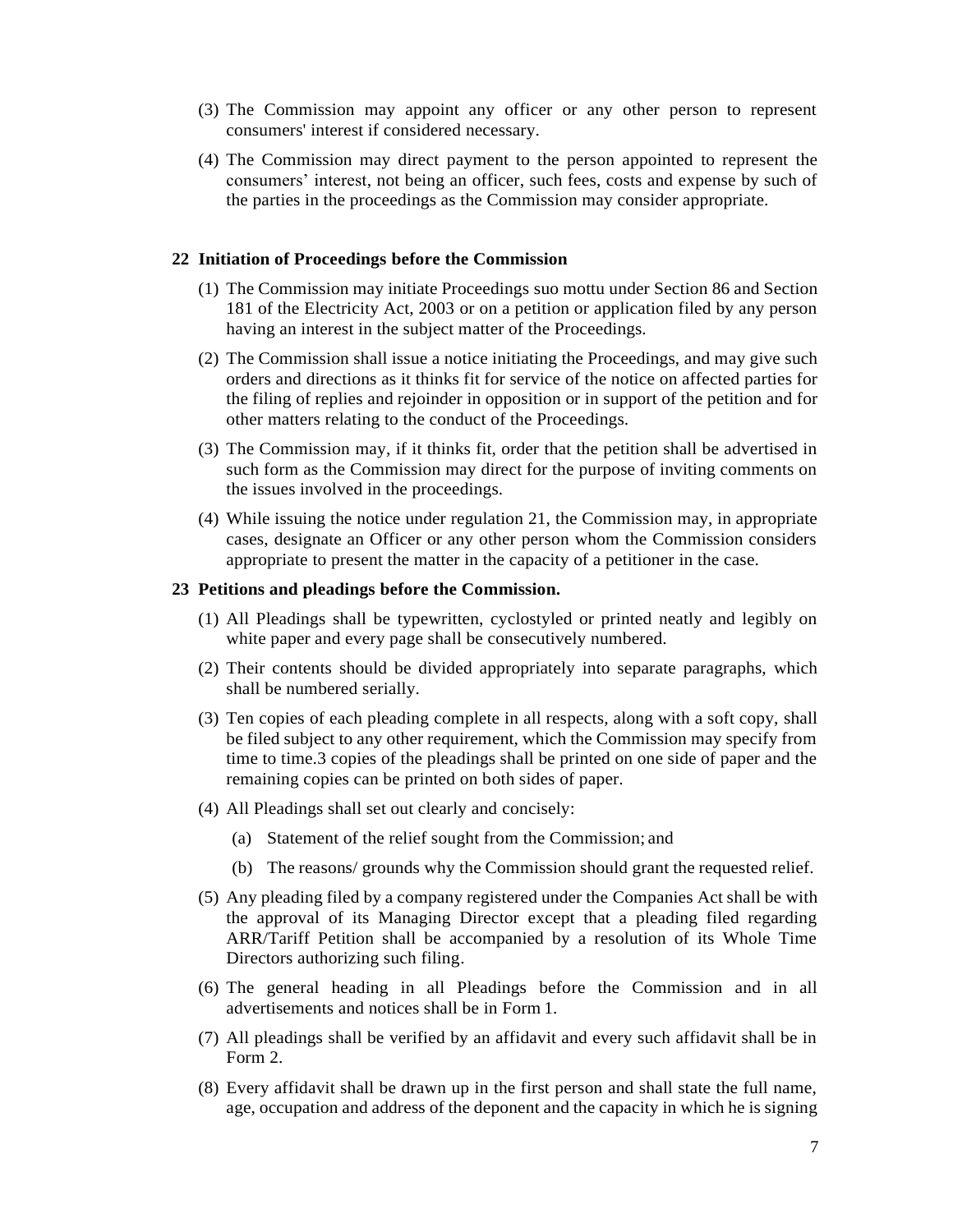(3) The Commission may appoint any officer or any other person to represent consumers' interest if considered necessary.

(4) The Commission may direct payment to the person appointed to represent the consumers' interest, not being an officer, such fees, costs and expense by such of the parties in the proceedings as the Commission may consider appropriate.

## 22 Initiation of Proceedings before the Commission

(1) The Commission may initiate Proceedings suo mottu under Section 86 and Section 181 of the Electricity Act, 2003 or on a petition or application filed by any person having an interest in the subject matter of the Proceedings.

(2) The Commission shall issue a notice initiating the Proceedings, and may give such orders and directions as it thinks fit for service of the notice on affected parties for the filing of replies and rejoinder in opposition or in support of the petition and for other matters relating to the conduct of the Proceedings.

(3) The Commission may, if it thinks fit, order that the petition shall be advertised in such form as the Commission may direct for the purpose of inviting comments on the issues involved in the proceedings.

(4) While issuing the notice under regulation 21, the Commission may, in appropriate cases, designate an Officer or any other person whom the Commission considers appropriate to present the matter in the capacity of a petitioner in the case.

## 23 Petitions and pleadings before the Commission.

(1) All Pleadings shall be typewritten, cyclostyled or printed neatly and legibly on white paper and every page shall be consecutively numbered.

(2) Their contents should be divided appropriately into separate paragraphs, which shall be numbered serially.

(3) Ten copies of each pleading complete in all respects, along with a soft copy, shall be filed subject to any other requirement, which the Commission may specify from time to time.3 copies of the pleadings shall be printed on one side of paper and the remaining copies can be printed on both sides of paper.

(4) All Pleadings shall set out clearly and concisely:

   (a) Statement of the relief sought from the Commission; and

   (b) The reasons/ grounds why the Commission should grant the requested relief.

(5) Any pleading filed by a company registered under the Companies Act shall be with the approval of its Managing Director except that a pleading filed regarding ARR/Tariff Petition shall be accompanied by a resolution of its Whole Time Directors authorizing such filing.

(6) The general heading in all Pleadings before the Commission and in all advertisements and notices shall be in Form 1.

(7) All pleadings shall be verified by an affidavit and every such affidavit shall be in Form 2.

(8) Every affidavit shall be drawn up in the first person and shall state the full name, age, occupation and address of the deponent and the capacity in which he is signing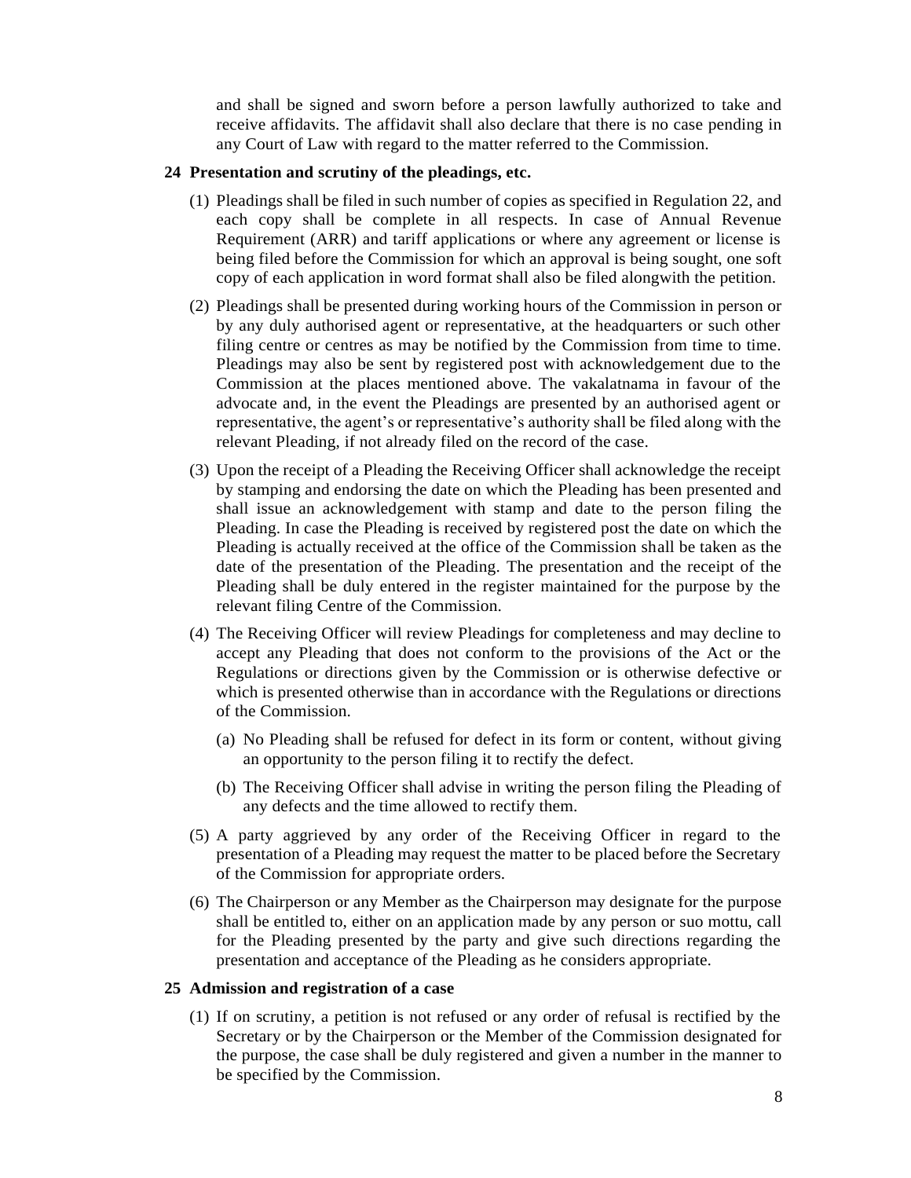and shall be signed and sworn before a person lawfully authorized to take and receive affidavits. The affidavit shall also declare that there is no case pending in any Court of Law with regard to the matter referred to the Commission.

**24 Presentation and scrutiny of the pleadings, etc.**

(1) Pleadings shall be filed in such number of copies as specified in Regulation 22, and each copy shall be complete in all respects. In case of Annual Revenue Requirement (ARR) and tariff applications or where any agreement or license is being filed before the Commission for which an approval is being sought, one soft copy of each application in word format shall also be filed alongwith the petition.

(2) Pleadings shall be presented during working hours of the Commission in person or by any duly authorised agent or representative, at the headquarters or such other filing centre or centres as may be notified by the Commission from time to time. Pleadings may also be sent by registered post with acknowledgement due to the Commission at the places mentioned above. The vakalatnama in favour of the advocate and, in the event the Pleadings are presented by an authorised agent or representative, the agent's or representative's authority shall be filed along with the relevant Pleading, if not already filed on the record of the case.

(3) Upon the receipt of a Pleading the Receiving Officer shall acknowledge the receipt by stamping and endorsing the date on which the Pleading has been presented and shall issue an acknowledgement with stamp and date to the person filing the Pleading. In case the Pleading is received by registered post the date on which the Pleading is actually received at the office of the Commission shall be taken as the date of the presentation of the Pleading. The presentation and the receipt of the Pleading shall be duly entered in the register maintained for the purpose by the relevant filing Centre of the Commission.

(4) The Receiving Officer will review Pleadings for completeness and may decline to accept any Pleading that does not conform to the provisions of the Act or the Regulations or directions given by the Commission or is otherwise defective or which is presented otherwise than in accordance with the Regulations or directions of the Commission.

   (a) No Pleading shall be refused for defect in its form or content, without giving an opportunity to the person filing it to rectify the defect.

   (b) The Receiving Officer shall advise in writing the person filing the Pleading of any defects and the time allowed to rectify them.

(5) A party aggrieved by any order of the Receiving Officer in regard to the presentation of a Pleading may request the matter to be placed before the Secretary of the Commission for appropriate orders.

(6) The Chairperson or any Member as the Chairperson may designate for the purpose shall be entitled to, either on an application made by any person or suo mottu, call for the Pleading presented by the party and give such directions regarding the presentation and acceptance of the Pleading as he considers appropriate.

**25 Admission and registration of a case**

(1) If on scrutiny, a petition is not refused or any order of refusal is rectified by the Secretary or by the Chairperson or the Member of the Commission designated for the purpose, the case shall be duly registered and given a number in the manner to be specified by the Commission.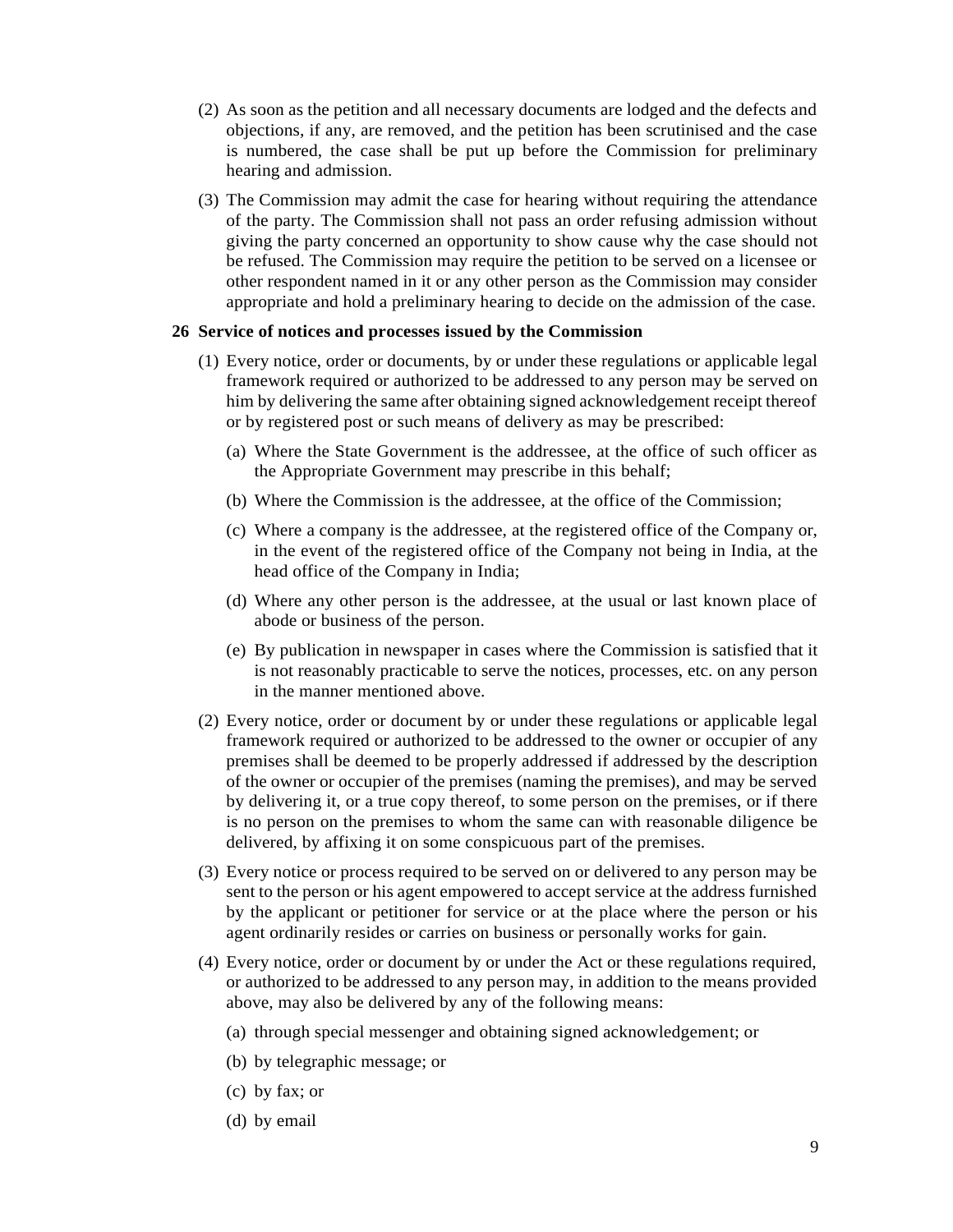(2) As soon as the petition and all necessary documents are lodged and the defects and objections, if any, are removed, and the petition has been scrutinised and the case is numbered, the case shall be put up before the Commission for preliminary hearing and admission.

(3) The Commission may admit the case for hearing without requiring the attendance of the party. The Commission shall not pass an order refusing admission without giving the party concerned an opportunity to show cause why the case should not be refused. The Commission may require the petition to be served on a licensee or other respondent named in it or any other person as the Commission may consider appropriate and hold a preliminary hearing to decide on the admission of the case.

## 26 Service of notices and processes issued by the Commission

(1) Every notice, order or documents, by or under these regulations or applicable legal framework required or authorized to be addressed to any person may be served on him by delivering the same after obtaining signed acknowledgement receipt thereof or by registered post or such means of delivery as may be prescribed:

(a) Where the State Government is the addressee, at the office of such officer as the Appropriate Government may prescribe in this behalf;

(b) Where the Commission is the addressee, at the office of the Commission;

(c) Where a company is the addressee, at the registered office of the Company or, in the event of the registered office of the Company not being in India, at the head office of the Company in India;

(d) Where any other person is the addressee, at the usual or last known place of abode or business of the person.

(e) By publication in newspaper in cases where the Commission is satisfied that it is not reasonably practicable to serve the notices, processes, etc. on any person in the manner mentioned above.

(2) Every notice, order or document by or under these regulations or applicable legal framework required or authorized to be addressed to the owner or occupier of any premises shall be deemed to be properly addressed if addressed by the description of the owner or occupier of the premises (naming the premises), and may be served by delivering it, or a true copy thereof, to some person on the premises, or if there is no person on the premises to whom the same can with reasonable diligence be delivered, by affixing it on some conspicuous part of the premises.

(3) Every notice or process required to be served on or delivered to any person may be sent to the person or his agent empowered to accept service at the address furnished by the applicant or petitioner for service or at the place where the person or his agent ordinarily resides or carries on business or personally works for gain.

(4) Every notice, order or document by or under the Act or these regulations required, or authorized to be addressed to any person may, in addition to the means provided above, may also be delivered by any of the following means:

(a) through special messenger and obtaining signed acknowledgement; or

(b) by telegraphic message; or

(c) by fax; or

(d) by email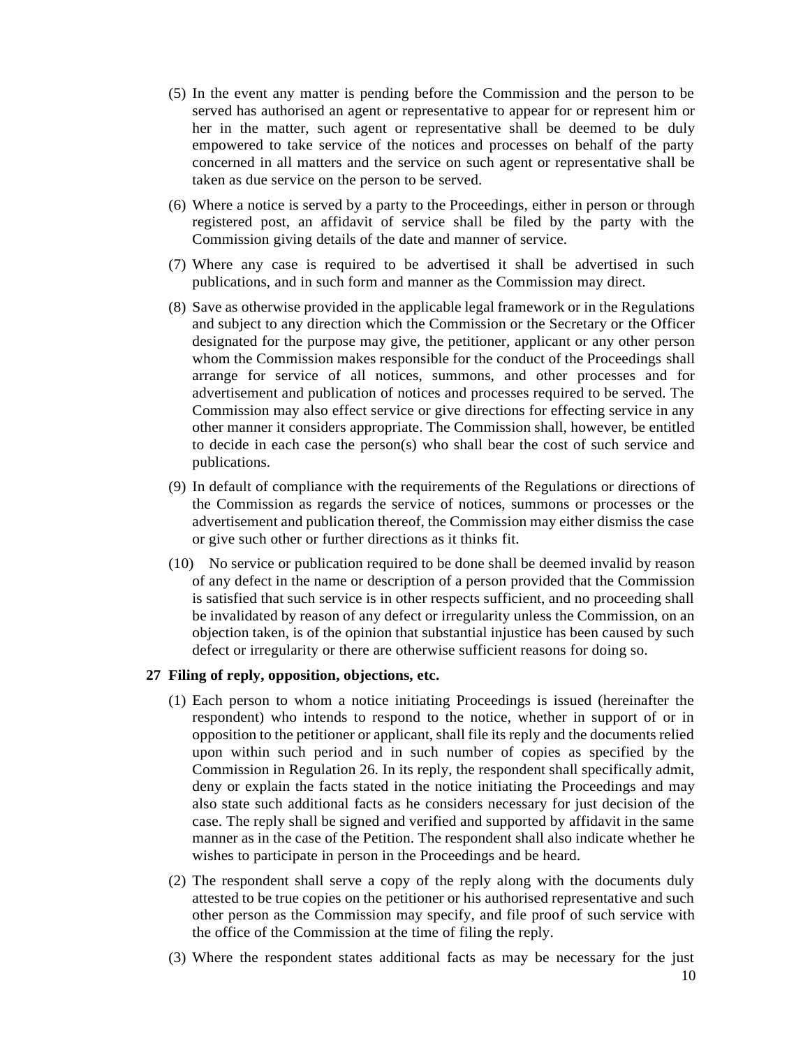(5) In the event any matter is pending before the Commission and the person to be served has authorised an agent or representative to appear for or represent him or her in the matter, such agent or representative shall be deemed to be duly empowered to take service of the notices and processes on behalf of the party concerned in all matters and the service on such agent or representative shall be taken as due service on the person to be served.

(6) Where a notice is served by a party to the Proceedings, either in person or through registered post, an affidavit of service shall be filed by the party with the Commission giving details of the date and manner of service.

(7) Where any case is required to be advertised it shall be advertised in such publications, and in such form and manner as the Commission may direct.

(8) Save as otherwise provided in the applicable legal framework or in the Regulations and subject to any direction which the Commission or the Secretary or the Officer designated for the purpose may give, the petitioner, applicant or any other person whom the Commission makes responsible for the conduct of the Proceedings shall arrange for service of all notices, summons, and other processes and for advertisement and publication of notices and processes required to be served. The Commission may also effect service or give directions for effecting service in any other manner it considers appropriate. The Commission shall, however, be entitled to decide in each case the person(s) who shall bear the cost of such service and publications.

(9) In default of compliance with the requirements of the Regulations or directions of the Commission as regards the service of notices, summons or processes or the advertisement and publication thereof, the Commission may either dismiss the case or give such other or further directions as it thinks fit.

(10) No service or publication required to be done shall be deemed invalid by reason of any defect in the name or description of a person provided that the Commission is satisfied that such service is in other respects sufficient, and no proceeding shall be invalidated by reason of any defect or irregularity unless the Commission, on an objection taken, is of the opinion that substantial injustice has been caused by such defect or irregularity or there are otherwise sufficient reasons for doing so.

**27 Filing of reply, opposition, objections, etc.**

(1) Each person to whom a notice initiating Proceedings is issued (hereinafter the respondent) who intends to respond to the notice, whether in support of or in opposition to the petitioner or applicant, shall file its reply and the documents relied upon within such period and in such number of copies as specified by the Commission in Regulation 26. In its reply, the respondent shall specifically admit, deny or explain the facts stated in the notice initiating the Proceedings and may also state such additional facts as he considers necessary for just decision of the case. The reply shall be signed and verified and supported by affidavit in the same manner as in the case of the Petition. The respondent shall also indicate whether he wishes to participate in person in the Proceedings and be heard.

(2) The respondent shall serve a copy of the reply along with the documents duly attested to be true copies on the petitioner or his authorised representative and such other person as the Commission may specify, and file proof of such service with the office of the Commission at the time of filing the reply.

(3) Where the respondent states additional facts as may be necessary for the just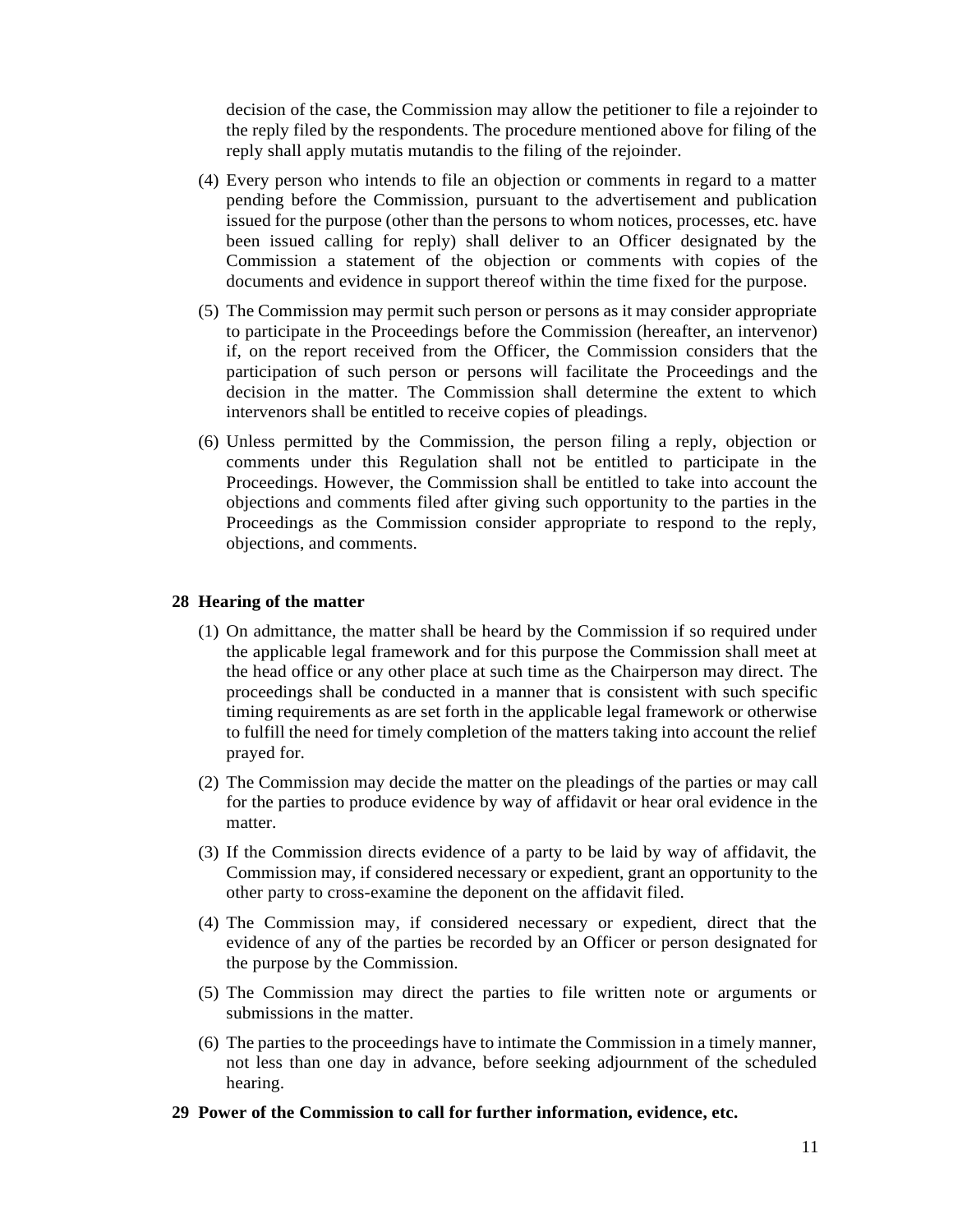decision of the case, the Commission may allow the petitioner to file a rejoinder to the reply filed by the respondents. The procedure mentioned above for filing of the reply shall apply mutatis mutandis to the filing of the rejoinder.

(4) Every person who intends to file an objection or comments in regard to a matter pending before the Commission, pursuant to the advertisement and publication issued for the purpose (other than the persons to whom notices, processes, etc. have been issued calling for reply) shall deliver to an Officer designated by the Commission a statement of the objection or comments with copies of the documents and evidence in support thereof within the time fixed for the purpose.

(5) The Commission may permit such person or persons as it may consider appropriate to participate in the Proceedings before the Commission (hereafter, an intervenor) if, on the report received from the Officer, the Commission considers that the participation of such person or persons will facilitate the Proceedings and the decision in the matter. The Commission shall determine the extent to which intervenors shall be entitled to receive copies of pleadings.

(6) Unless permitted by the Commission, the person filing a reply, objection or comments under this Regulation shall not be entitled to participate in the Proceedings. However, the Commission shall be entitled to take into account the objections and comments filed after giving such opportunity to the parties in the Proceedings as the Commission consider appropriate to respond to the reply, objections, and comments.

**28 Hearing of the matter**

(1) On admittance, the matter shall be heard by the Commission if so required under the applicable legal framework and for this purpose the Commission shall meet at the head office or any other place at such time as the Chairperson may direct. The proceedings shall be conducted in a manner that is consistent with such specific timing requirements as are set forth in the applicable legal framework or otherwise to fulfill the need for timely completion of the matters taking into account the relief prayed for.

(2) The Commission may decide the matter on the pleadings of the parties or may call for the parties to produce evidence by way of affidavit or hear oral evidence in the matter.

(3) If the Commission directs evidence of a party to be laid by way of affidavit, the Commission may, if considered necessary or expedient, grant an opportunity to the other party to cross-examine the deponent on the affidavit filed.

(4) The Commission may, if considered necessary or expedient, direct that the evidence of any of the parties be recorded by an Officer or person designated for the purpose by the Commission.

(5) The Commission may direct the parties to file written note or arguments or submissions in the matter.

(6) The parties to the proceedings have to intimate the Commission in a timely manner, not less than one day in advance, before seeking adjournment of the scheduled hearing.

**29 Power of the Commission to call for further information, evidence, etc.**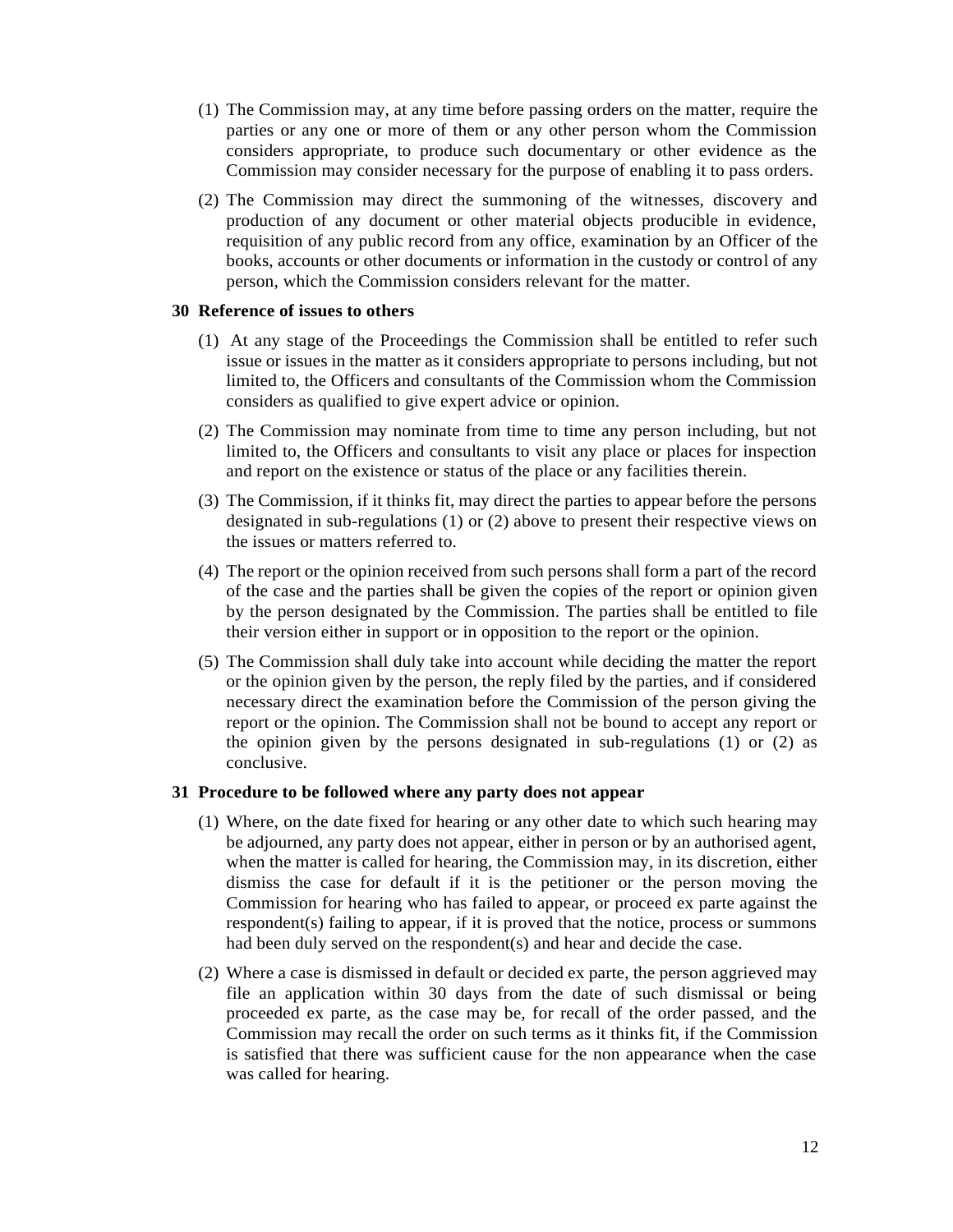(1) The Commission may, at any time before passing orders on the matter, require the parties or any one or more of them or any other person whom the Commission considers appropriate, to produce such documentary or other evidence as the Commission may consider necessary for the purpose of enabling it to pass orders.

(2) The Commission may direct the summoning of the witnesses, discovery and production of any document or other material objects producible in evidence, requisition of any public record from any office, examination by an Officer of the books, accounts or other documents or information in the custody or control of any person, which the Commission considers relevant for the matter.

**30 Reference of issues to others**

(1) At any stage of the Proceedings the Commission shall be entitled to refer such issue or issues in the matter as it considers appropriate to persons including, but not limited to, the Officers and consultants of the Commission whom the Commission considers as qualified to give expert advice or opinion.

(2) The Commission may nominate from time to time any person including, but not limited to, the Officers and consultants to visit any place or places for inspection and report on the existence or status of the place or any facilities therein.

(3) The Commission, if it thinks fit, may direct the parties to appear before the persons designated in sub-regulations (1) or (2) above to present their respective views on the issues or matters referred to.

(4) The report or the opinion received from such persons shall form a part of the record of the case and the parties shall be given the copies of the report or opinion given by the person designated by the Commission. The parties shall be entitled to file their version either in support or in opposition to the report or the opinion.

(5) The Commission shall duly take into account while deciding the matter the report or the opinion given by the person, the reply filed by the parties, and if considered necessary direct the examination before the Commission of the person giving the report or the opinion. The Commission shall not be bound to accept any report or the opinion given by the persons designated in sub-regulations (1) or (2) as conclusive.

**31 Procedure to be followed where any party does not appear**

(1) Where, on the date fixed for hearing or any other date to which such hearing may be adjourned, any party does not appear, either in person or by an authorised agent, when the matter is called for hearing, the Commission may, in its discretion, either dismiss the case for default if it is the petitioner or the person moving the Commission for hearing who has failed to appear, or proceed ex parte against the respondent(s) failing to appear, if it is proved that the notice, process or summons had been duly served on the respondent(s) and hear and decide the case.

(2) Where a case is dismissed in default or decided ex parte, the person aggrieved may file an application within 30 days from the date of such dismissal or being proceeded ex parte, as the case may be, for recall of the order passed, and the Commission may recall the order on such terms as it thinks fit, if the Commission is satisfied that there was sufficient cause for the non appearance when the case was called for hearing.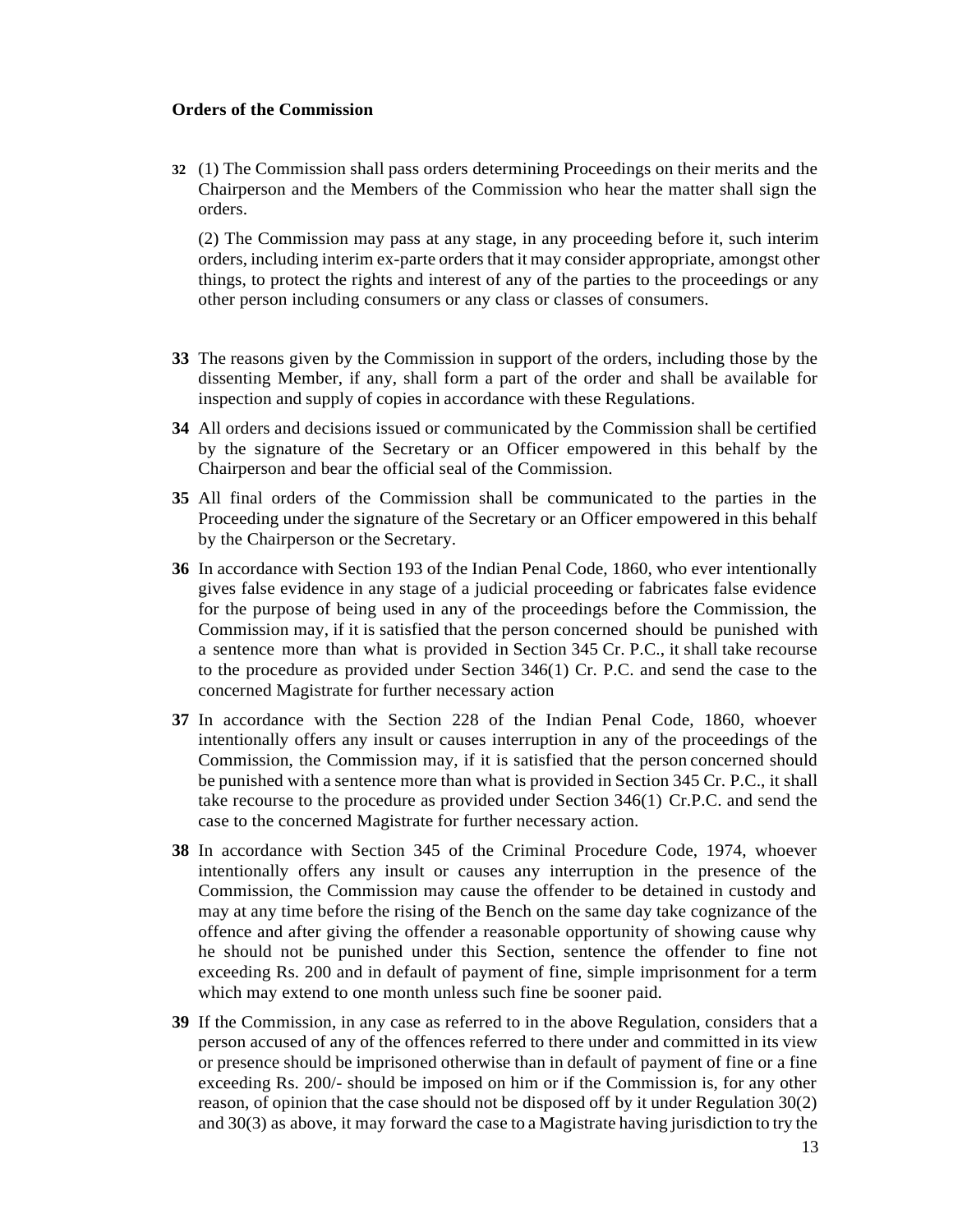**Orders of the Commission**

**32** (1) The Commission shall pass orders determining Proceedings on their merits and the Chairperson and the Members of the Commission who hear the matter shall sign the orders.

(2) The Commission may pass at any stage, in any proceeding before it, such interim orders, including interim ex-parte orders that it may consider appropriate, amongst other things, to protect the rights and interest of any of the parties to the proceedings or any other person including consumers or any class or classes of consumers.

**33** The reasons given by the Commission in support of the orders, including those by the dissenting Member, if any, shall form a part of the order and shall be available for inspection and supply of copies in accordance with these Regulations.

**34** All orders and decisions issued or communicated by the Commission shall be certified by the signature of the Secretary or an Officer empowered in this behalf by the Chairperson and bear the official seal of the Commission.

**35** All final orders of the Commission shall be communicated to the parties in the Proceeding under the signature of the Secretary or an Officer empowered in this behalf by the Chairperson or the Secretary.

**36** In accordance with Section 193 of the Indian Penal Code, 1860, who ever intentionally gives false evidence in any stage of a judicial proceeding or fabricates false evidence for the purpose of being used in any of the proceedings before the Commission, the Commission may, if it is satisfied that the person concerned should be punished with a sentence more than what is provided in Section 345 Cr. P.C., it shall take recourse to the procedure as provided under Section 346(1) Cr. P.C. and send the case to the concerned Magistrate for further necessary action

**37** In accordance with the Section 228 of the Indian Penal Code, 1860, whoever intentionally offers any insult or causes interruption in any of the proceedings of the Commission, the Commission may, if it is satisfied that the person concerned should be punished with a sentence more than what is provided in Section 345 Cr. P.C., it shall take recourse to the procedure as provided under Section 346(1) Cr.P.C. and send the case to the concerned Magistrate for further necessary action.

**38** In accordance with Section 345 of the Criminal Procedure Code, 1974, whoever intentionally offers any insult or causes any interruption in the presence of the Commission, the Commission may cause the offender to be detained in custody and may at any time before the rising of the Bench on the same day take cognizance of the offence and after giving the offender a reasonable opportunity of showing cause why he should not be punished under this Section, sentence the offender to fine not exceeding Rs. 200 and in default of payment of fine, simple imprisonment for a term which may extend to one month unless such fine be sooner paid.

**39** If the Commission, in any case as referred to in the above Regulation, considers that a person accused of any of the offences referred to there under and committed in its view or presence should be imprisoned otherwise than in default of payment of fine or a fine exceeding Rs. 200/- should be imposed on him or if the Commission is, for any other reason, of opinion that the case should not be disposed off by it under Regulation 30(2) and 30(3) as above, it may forward the case to a Magistrate having jurisdiction to try the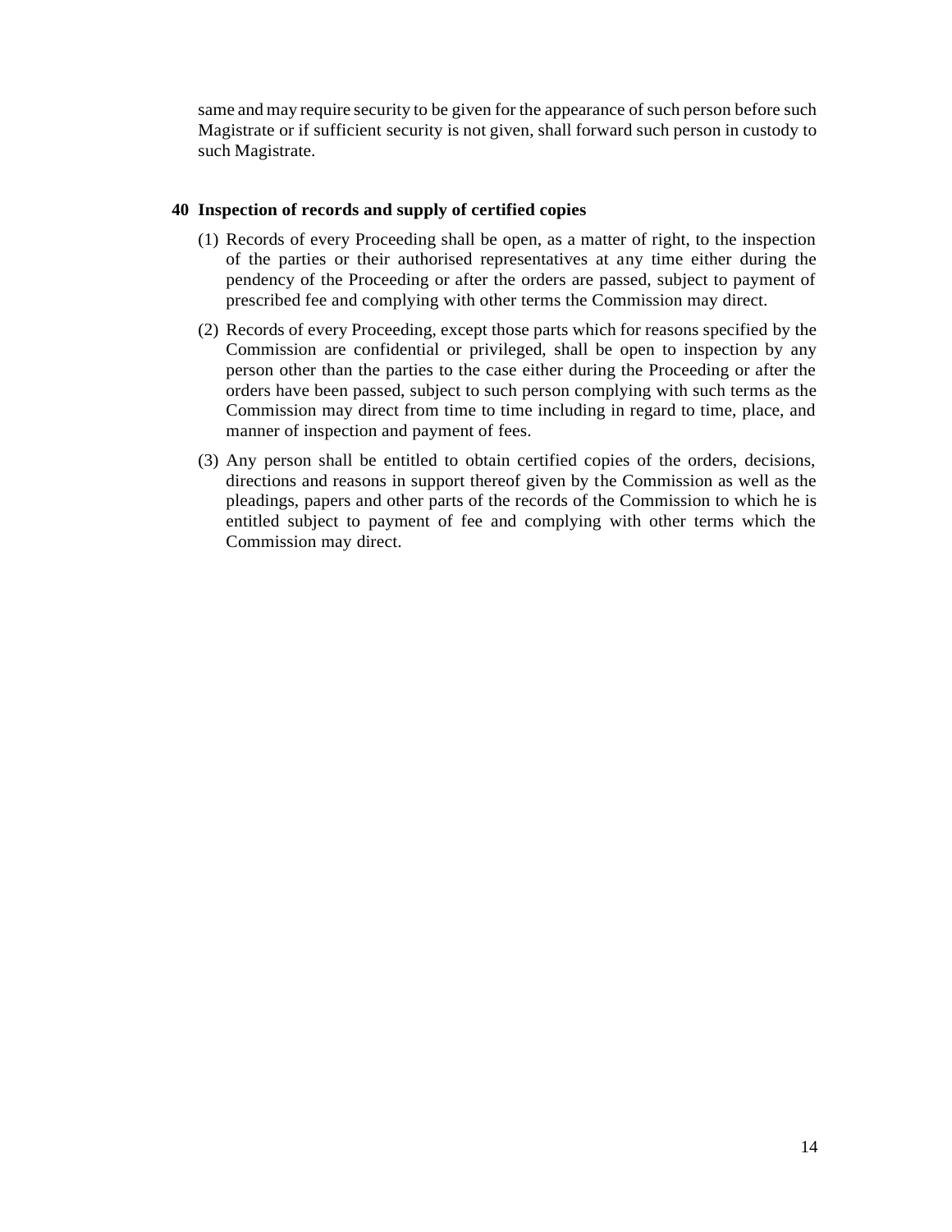same and may require security to be given for the appearance of such person before such Magistrate or if sufficient security is not given, shall forward such person in custody to such Magistrate.

## 40 Inspection of records and supply of certified copies

(1) Records of every Proceeding shall be open, as a matter of right, to the inspection of the parties or their authorised representatives at any time either during the pendency of the Proceeding or after the orders are passed, subject to payment of prescribed fee and complying with other terms the Commission may direct.

(2) Records of every Proceeding, except those parts which for reasons specified by the Commission are confidential or privileged, shall be open to inspection by any person other than the parties to the case either during the Proceeding or after the orders have been passed, subject to such person complying with such terms as the Commission may direct from time to time including in regard to time, place, and manner of inspection and payment of fees.

(3) Any person shall be entitled to obtain certified copies of the orders, decisions, directions and reasons in support thereof given by the Commission as well as the pleadings, papers and other parts of the records of the Commission to which he is entitled subject to payment of fee and complying with other terms which the Commission may direct.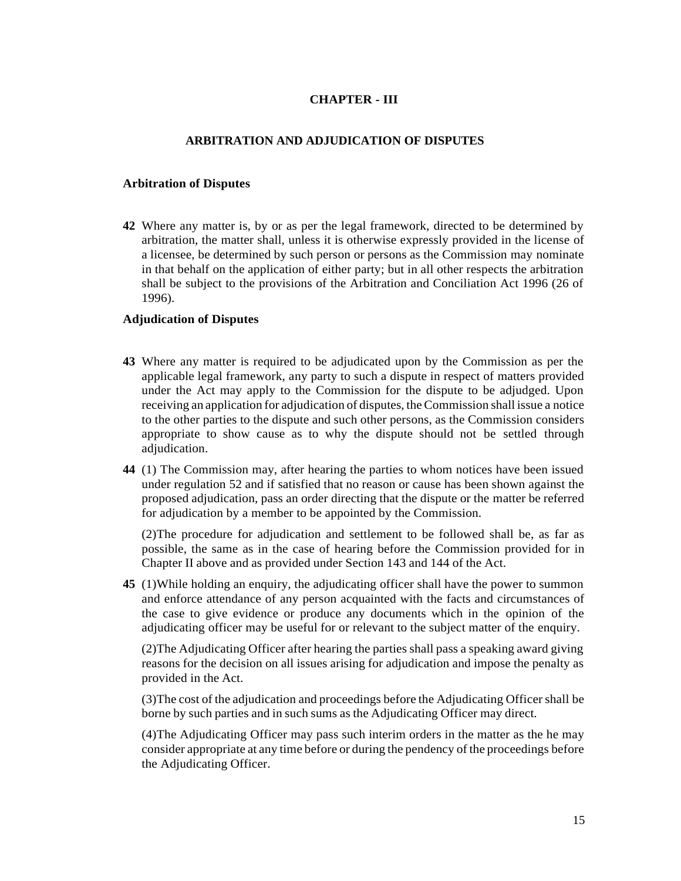# CHAPTER - III

## ARBITRATION AND ADJUDICATION OF DISPUTES

### Arbitration of Disputes

**42** Where any matter is, by or as per the legal framework, directed to be determined by arbitration, the matter shall, unless it is otherwise expressly provided in the license of a licensee, be determined by such person or persons as the Commission may nominate in that behalf on the application of either party; but in all other respects the arbitration shall be subject to the provisions of the Arbitration and Conciliation Act 1996 (26 of 1996).

### Adjudication of Disputes

**43** Where any matter is required to be adjudicated upon by the Commission as per the applicable legal framework, any party to such a dispute in respect of matters provided under the Act may apply to the Commission for the dispute to be adjudged. Upon receiving an application for adjudication of disputes, the Commission shall issue a notice to the other parties to the dispute and such other persons, as the Commission considers appropriate to show cause as to why the dispute should not be settled through adjudication.

**44** (1) The Commission may, after hearing the parties to whom notices have been issued under regulation 52 and if satisfied that no reason or cause has been shown against the proposed adjudication, pass an order directing that the dispute or the matter be referred for adjudication by a member to be appointed by the Commission.

(2)The procedure for adjudication and settlement to be followed shall be, as far as possible, the same as in the case of hearing before the Commission provided for in Chapter II above and as provided under Section 143 and 144 of the Act.

**45** (1)While holding an enquiry, the adjudicating officer shall have the power to summon and enforce attendance of any person acquainted with the facts and circumstances of the case to give evidence or produce any documents which in the opinion of the adjudicating officer may be useful for or relevant to the subject matter of the enquiry.

(2)The Adjudicating Officer after hearing the parties shall pass a speaking award giving reasons for the decision on all issues arising for adjudication and impose the penalty as provided in the Act.

(3)The cost of the adjudication and proceedings before the Adjudicating Officer shall be borne by such parties and in such sums as the Adjudicating Officer may direct.

(4)The Adjudicating Officer may pass such interim orders in the matter as the he may consider appropriate at any time before or during the pendency of the proceedings before the Adjudicating Officer.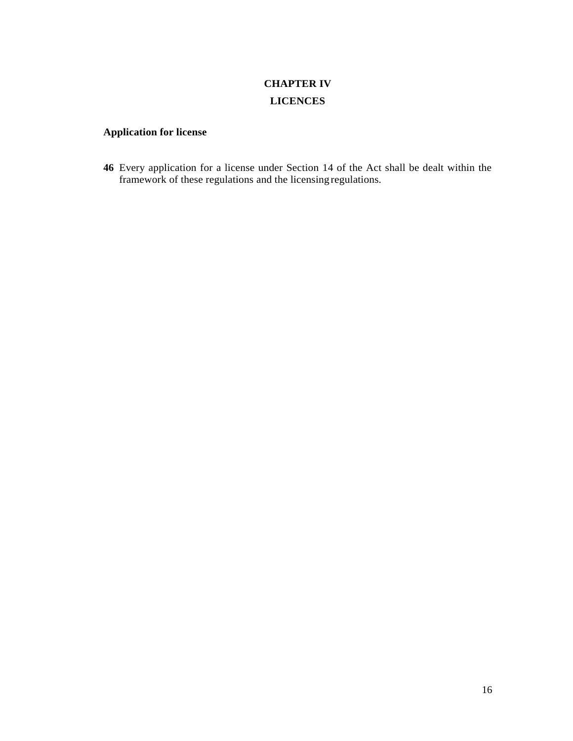# CHAPTER IV

# LICENCES

### Application for license

**46** Every application for a license under Section 14 of the Act shall be dealt within the framework of these regulations and the licensing regulations.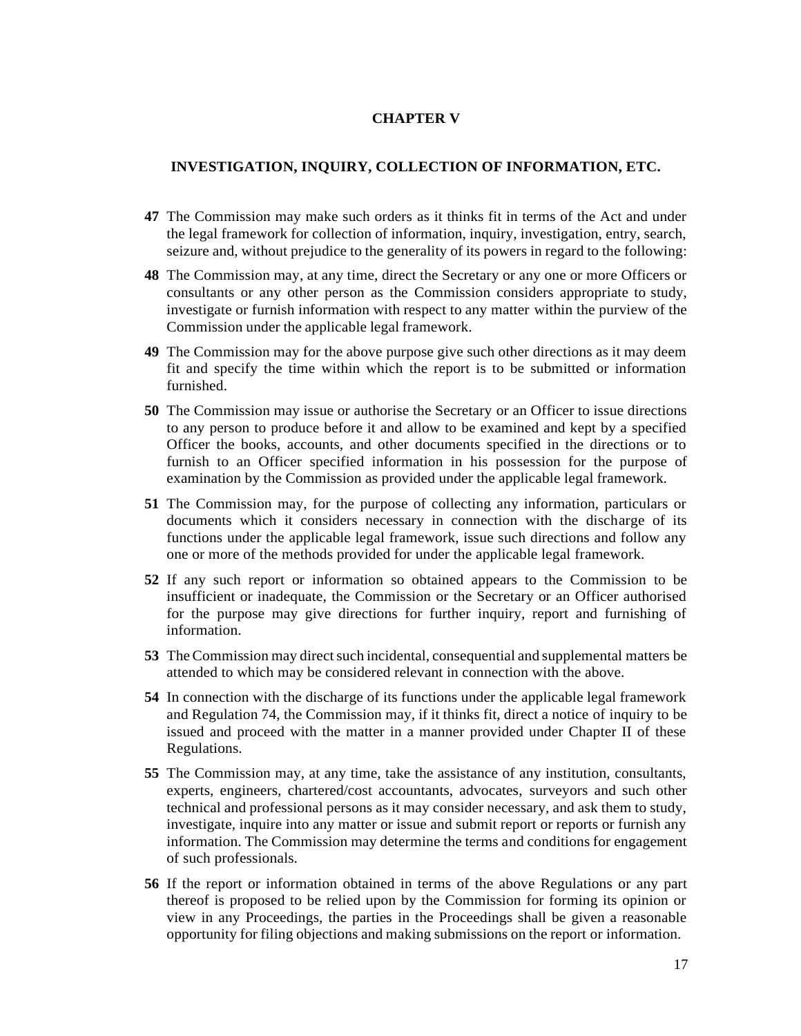## CHAPTER V

### INVESTIGATION, INQUIRY, COLLECTION OF INFORMATION, ETC.

**47** The Commission may make such orders as it thinks fit in terms of the Act and under the legal framework for collection of information, inquiry, investigation, entry, search, seizure and, without prejudice to the generality of its powers in regard to the following:

**48** The Commission may, at any time, direct the Secretary or any one or more Officers or consultants or any other person as the Commission considers appropriate to study, investigate or furnish information with respect to any matter within the purview of the Commission under the applicable legal framework.

**49** The Commission may for the above purpose give such other directions as it may deem fit and specify the time within which the report is to be submitted or information furnished.

**50** The Commission may issue or authorise the Secretary or an Officer to issue directions to any person to produce before it and allow to be examined and kept by a specified Officer the books, accounts, and other documents specified in the directions or to furnish to an Officer specified information in his possession for the purpose of examination by the Commission as provided under the applicable legal framework.

**51** The Commission may, for the purpose of collecting any information, particulars or documents which it considers necessary in connection with the discharge of its functions under the applicable legal framework, issue such directions and follow any one or more of the methods provided for under the applicable legal framework.

**52** If any such report or information so obtained appears to the Commission to be insufficient or inadequate, the Commission or the Secretary or an Officer authorised for the purpose may give directions for further inquiry, report and furnishing of information.

**53** The Commission may direct such incidental, consequential and supplemental matters be attended to which may be considered relevant in connection with the above.

**54** In connection with the discharge of its functions under the applicable legal framework and Regulation 74, the Commission may, if it thinks fit, direct a notice of inquiry to be issued and proceed with the matter in a manner provided under Chapter II of these Regulations.

**55** The Commission may, at any time, take the assistance of any institution, consultants, experts, engineers, chartered/cost accountants, advocates, surveyors and such other technical and professional persons as it may consider necessary, and ask them to study, investigate, inquire into any matter or issue and submit report or reports or furnish any information. The Commission may determine the terms and conditions for engagement of such professionals.

**56** If the report or information obtained in terms of the above Regulations or any part thereof is proposed to be relied upon by the Commission for forming its opinion or view in any Proceedings, the parties in the Proceedings shall be given a reasonable opportunity for filing objections and making submissions on the report or information.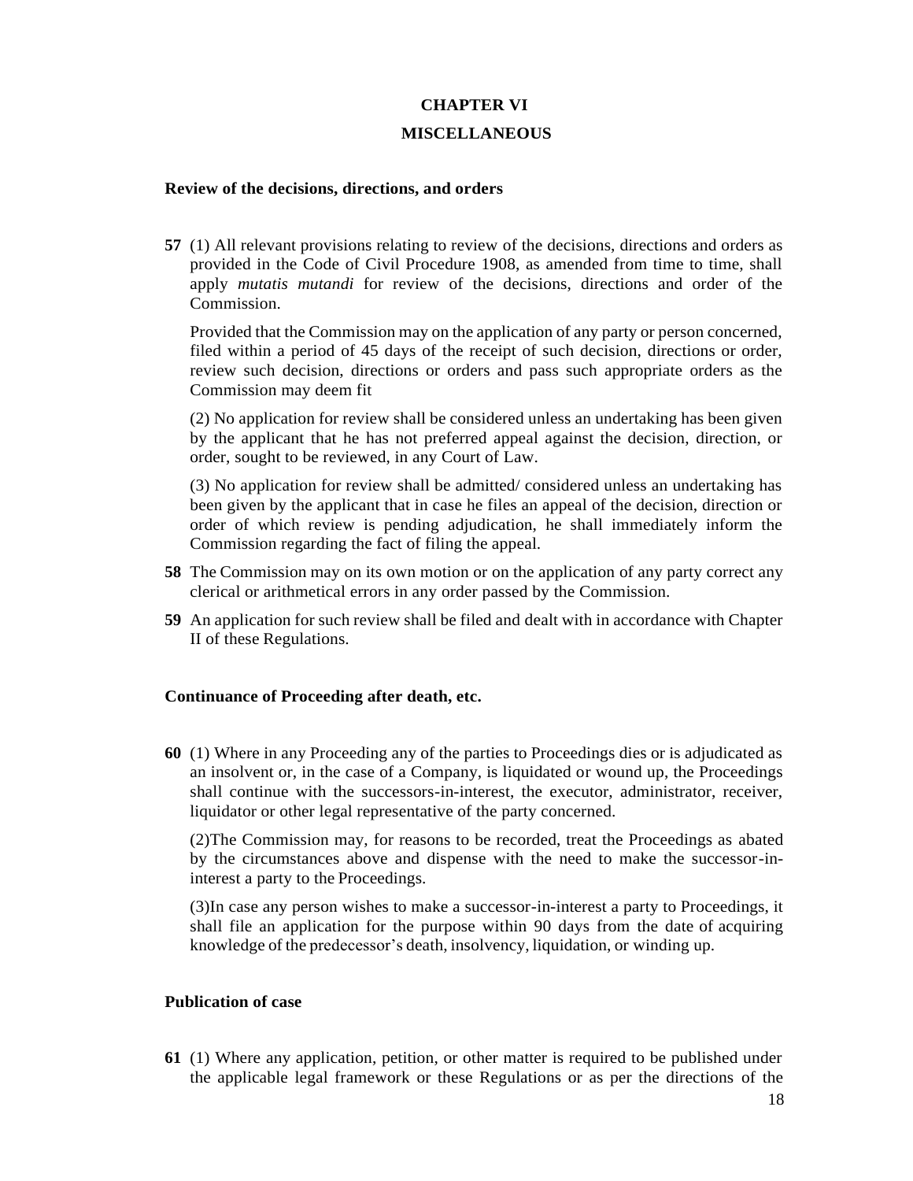## CHAPTER VI

## MISCELLANEOUS

**Review of the decisions, directions, and orders**

**57** (1) All relevant provisions relating to review of the decisions, directions and orders as provided in the Code of Civil Procedure 1908, as amended from time to time, shall apply *mutatis mutandi* for review of the decisions, directions and order of the Commission.

Provided that the Commission may on the application of any party or person concerned, filed within a period of 45 days of the receipt of such decision, directions or order, review such decision, directions or orders and pass such appropriate orders as the Commission may deem fit

(2) No application for review shall be considered unless an undertaking has been given by the applicant that he has not preferred appeal against the decision, direction, or order, sought to be reviewed, in any Court of Law.

(3) No application for review shall be admitted/ considered unless an undertaking has been given by the applicant that in case he files an appeal of the decision, direction or order of which review is pending adjudication, he shall immediately inform the Commission regarding the fact of filing the appeal.

**58** The Commission may on its own motion or on the application of any party correct any clerical or arithmetical errors in any order passed by the Commission.

**59** An application for such review shall be filed and dealt with in accordance with Chapter II of these Regulations.

**Continuance of Proceeding after death, etc.**

**60** (1) Where in any Proceeding any of the parties to Proceedings dies or is adjudicated as an insolvent or, in the case of a Company, is liquidated or wound up, the Proceedings shall continue with the successors-in-interest, the executor, administrator, receiver, liquidator or other legal representative of the party concerned.

(2)The Commission may, for reasons to be recorded, treat the Proceedings as abated by the circumstances above and dispense with the need to make the successor-in-interest a party to the Proceedings.

(3)In case any person wishes to make a successor-in-interest a party to Proceedings, it shall file an application for the purpose within 90 days from the date of acquiring knowledge of the predecessor's death, insolvency, liquidation, or winding up.

**Publication of case**

**61** (1) Where any application, petition, or other matter is required to be published under the applicable legal framework or these Regulations or as per the directions of the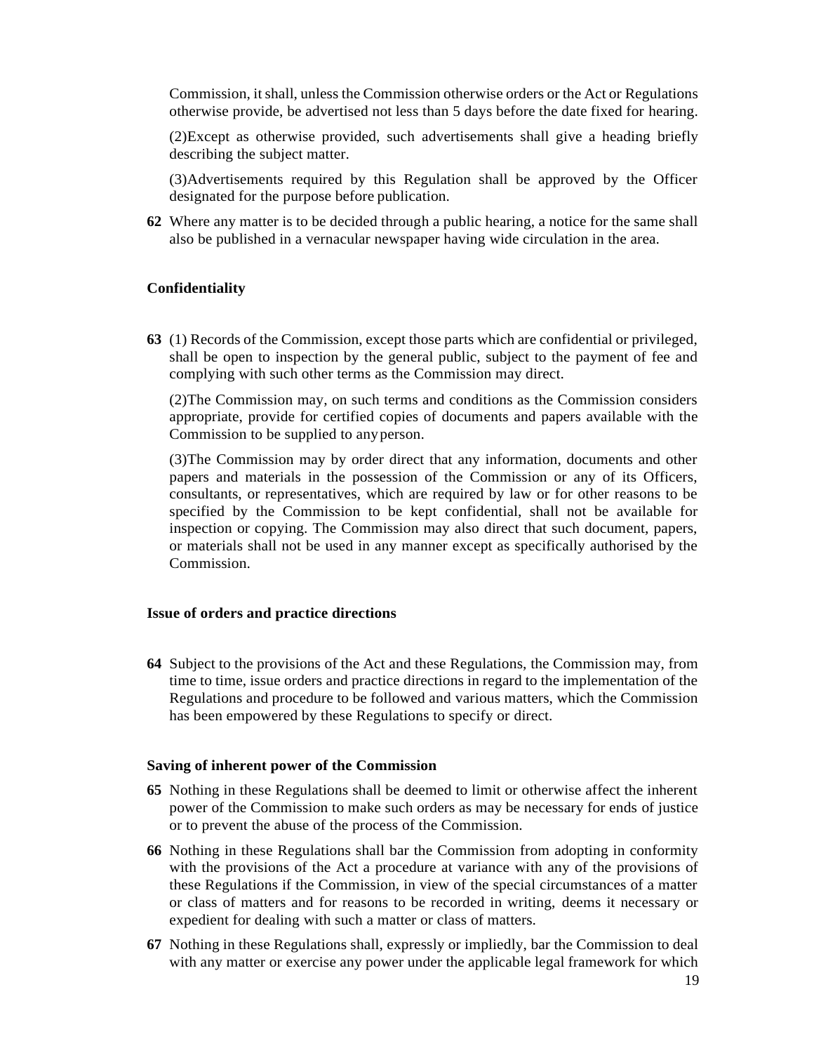Commission, it shall, unless the Commission otherwise orders or the Act or Regulations otherwise provide, be advertised not less than 5 days before the date fixed for hearing.

(2)Except as otherwise provided, such advertisements shall give a heading briefly describing the subject matter.

(3)Advertisements required by this Regulation shall be approved by the Officer designated for the purpose before publication.

**62** Where any matter is to be decided through a public hearing, a notice for the same shall also be published in a vernacular newspaper having wide circulation in the area.

**Confidentiality**

**63** (1) Records of the Commission, except those parts which are confidential or privileged, shall be open to inspection by the general public, subject to the payment of fee and complying with such other terms as the Commission may direct.

(2)The Commission may, on such terms and conditions as the Commission considers appropriate, provide for certified copies of documents and papers available with the Commission to be supplied to any person.

(3)The Commission may by order direct that any information, documents and other papers and materials in the possession of the Commission or any of its Officers, consultants, or representatives, which are required by law or for other reasons to be specified by the Commission to be kept confidential, shall not be available for inspection or copying. The Commission may also direct that such document, papers, or materials shall not be used in any manner except as specifically authorised by the Commission.

**Issue of orders and practice directions**

**64** Subject to the provisions of the Act and these Regulations, the Commission may, from time to time, issue orders and practice directions in regard to the implementation of the Regulations and procedure to be followed and various matters, which the Commission has been empowered by these Regulations to specify or direct.

**Saving of inherent power of the Commission**

**65** Nothing in these Regulations shall be deemed to limit or otherwise affect the inherent power of the Commission to make such orders as may be necessary for ends of justice or to prevent the abuse of the process of the Commission.

**66** Nothing in these Regulations shall bar the Commission from adopting in conformity with the provisions of the Act a procedure at variance with any of the provisions of these Regulations if the Commission, in view of the special circumstances of a matter or class of matters and for reasons to be recorded in writing, deems it necessary or expedient for dealing with such a matter or class of matters.

**67** Nothing in these Regulations shall, expressly or impliedly, bar the Commission to deal with any matter or exercise any power under the applicable legal framework for which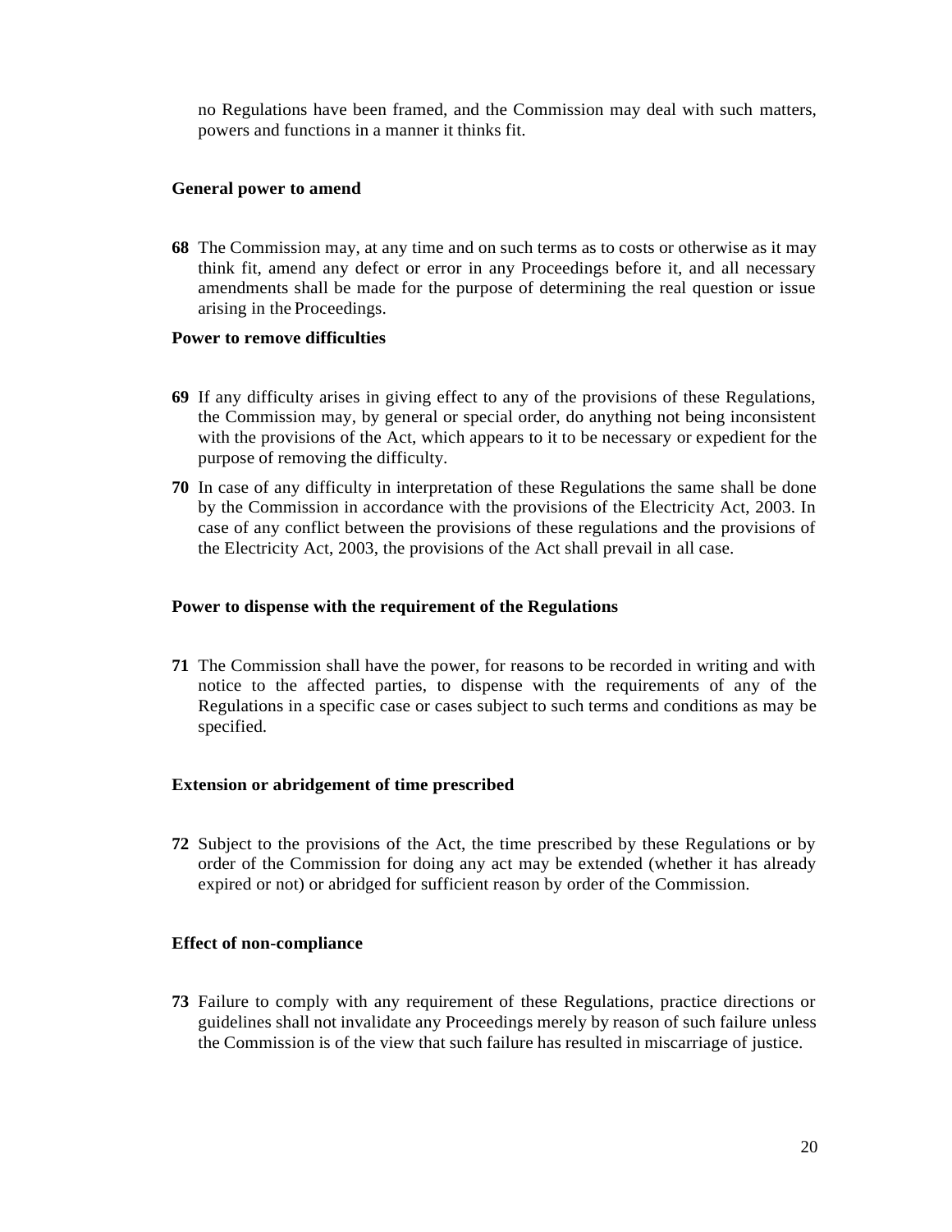no Regulations have been framed, and the Commission may deal with such matters, powers and functions in a manner it thinks fit.

**General power to amend**

**68** The Commission may, at any time and on such terms as to costs or otherwise as it may think fit, amend any defect or error in any Proceedings before it, and all necessary amendments shall be made for the purpose of determining the real question or issue arising in the Proceedings.

**Power to remove difficulties**

**69** If any difficulty arises in giving effect to any of the provisions of these Regulations, the Commission may, by general or special order, do anything not being inconsistent with the provisions of the Act, which appears to it to be necessary or expedient for the purpose of removing the difficulty.

**70** In case of any difficulty in interpretation of these Regulations the same shall be done by the Commission in accordance with the provisions of the Electricity Act, 2003. In case of any conflict between the provisions of these regulations and the provisions of the Electricity Act, 2003, the provisions of the Act shall prevail in all case.

**Power to dispense with the requirement of the Regulations**

**71** The Commission shall have the power, for reasons to be recorded in writing and with notice to the affected parties, to dispense with the requirements of any of the Regulations in a specific case or cases subject to such terms and conditions as may be specified.

**Extension or abridgement of time prescribed**

**72** Subject to the provisions of the Act, the time prescribed by these Regulations or by order of the Commission for doing any act may be extended (whether it has already expired or not) or abridged for sufficient reason by order of the Commission.

**Effect of non-compliance**

**73** Failure to comply with any requirement of these Regulations, practice directions or guidelines shall not invalidate any Proceedings merely by reason of such failure unless the Commission is of the view that such failure has resulted in miscarriage of justice.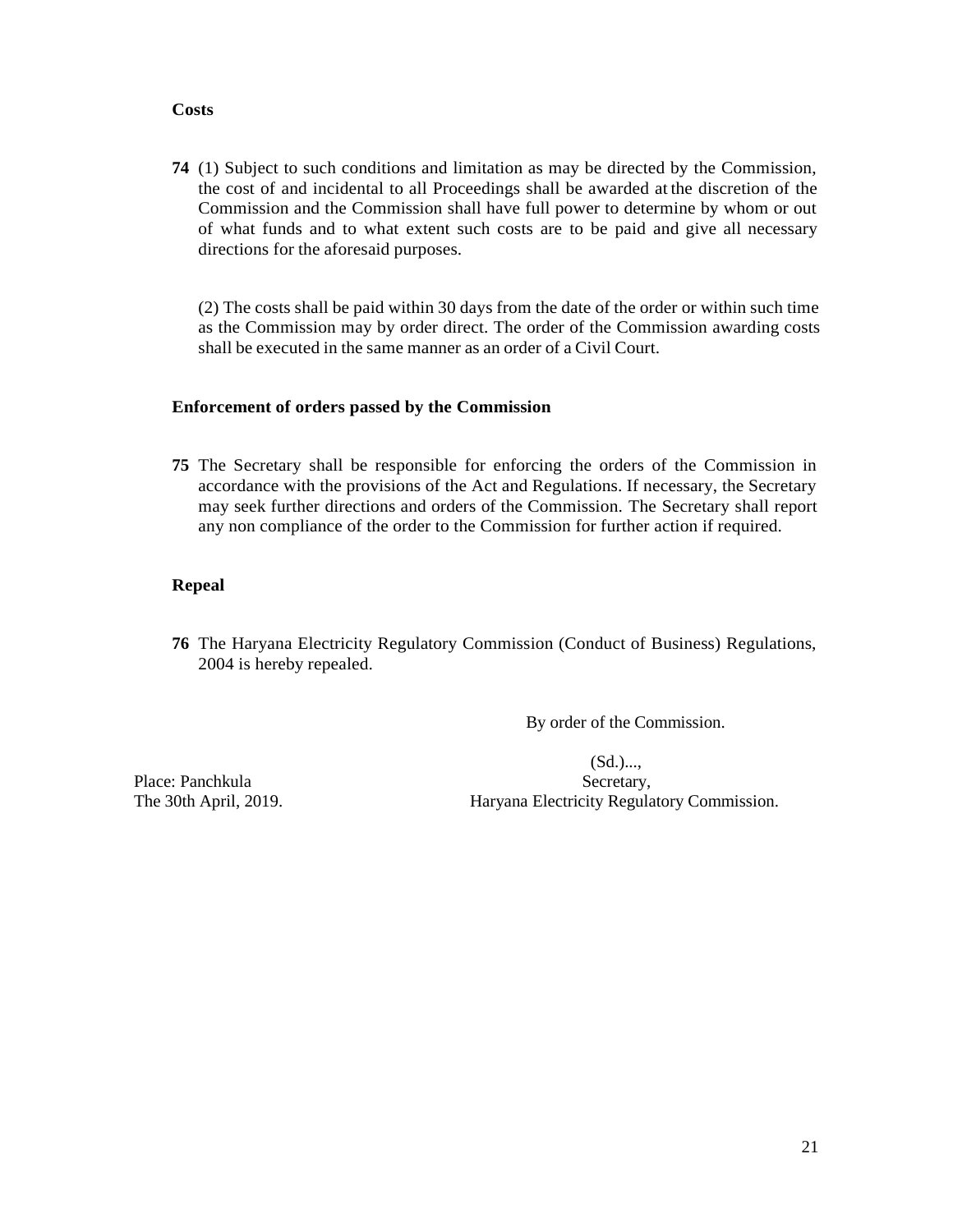**Costs**

**74** (1) Subject to such conditions and limitation as may be directed by the Commission, the cost of and incidental to all Proceedings shall be awarded at the discretion of the Commission and the Commission shall have full power to determine by whom or out of what funds and to what extent such costs are to be paid and give all necessary directions for the aforesaid purposes.

(2) The costs shall be paid within 30 days from the date of the order or within such time as the Commission may by order direct. The order of the Commission awarding costs shall be executed in the same manner as an order of a Civil Court.

**Enforcement of orders passed by the Commission**

**75** The Secretary shall be responsible for enforcing the orders of the Commission in accordance with the provisions of the Act and Regulations. If necessary, the Secretary may seek further directions and orders of the Commission. The Secretary shall report any non compliance of the order to the Commission for further action if required.

**Repeal**

**76** The Haryana Electricity Regulatory Commission (Conduct of Business) Regulations, 2004 is hereby repealed.

By order of the Commission.

(Sd.)...,
Secretary,
Haryana Electricity Regulatory Commission.

Place: Panchkula
The 30th April, 2019.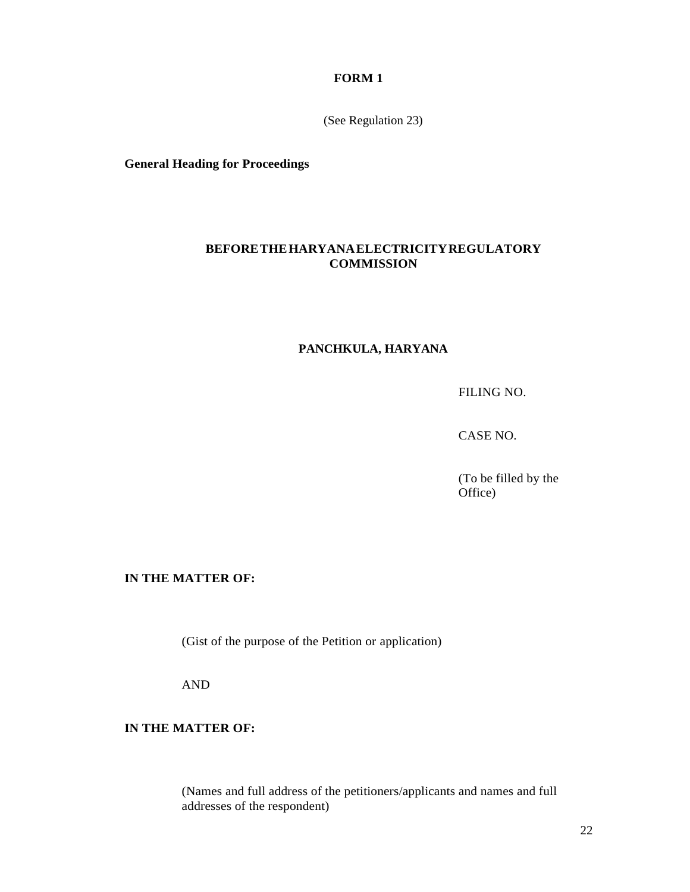**FORM 1**

(See Regulation 23)

**General Heading for Proceedings**

**BEFORE THE HARYANA ELECTRICITY REGULATORY COMMISSION**

**PANCHKULA, HARYANA**

FILING NO.

CASE NO.

(To be filled by the Office)

**IN THE MATTER OF:**

(Gist of the purpose of the Petition or application)

AND

**IN THE MATTER OF:**

(Names and full address of the petitioners/applicants and names and full addresses of the respondent)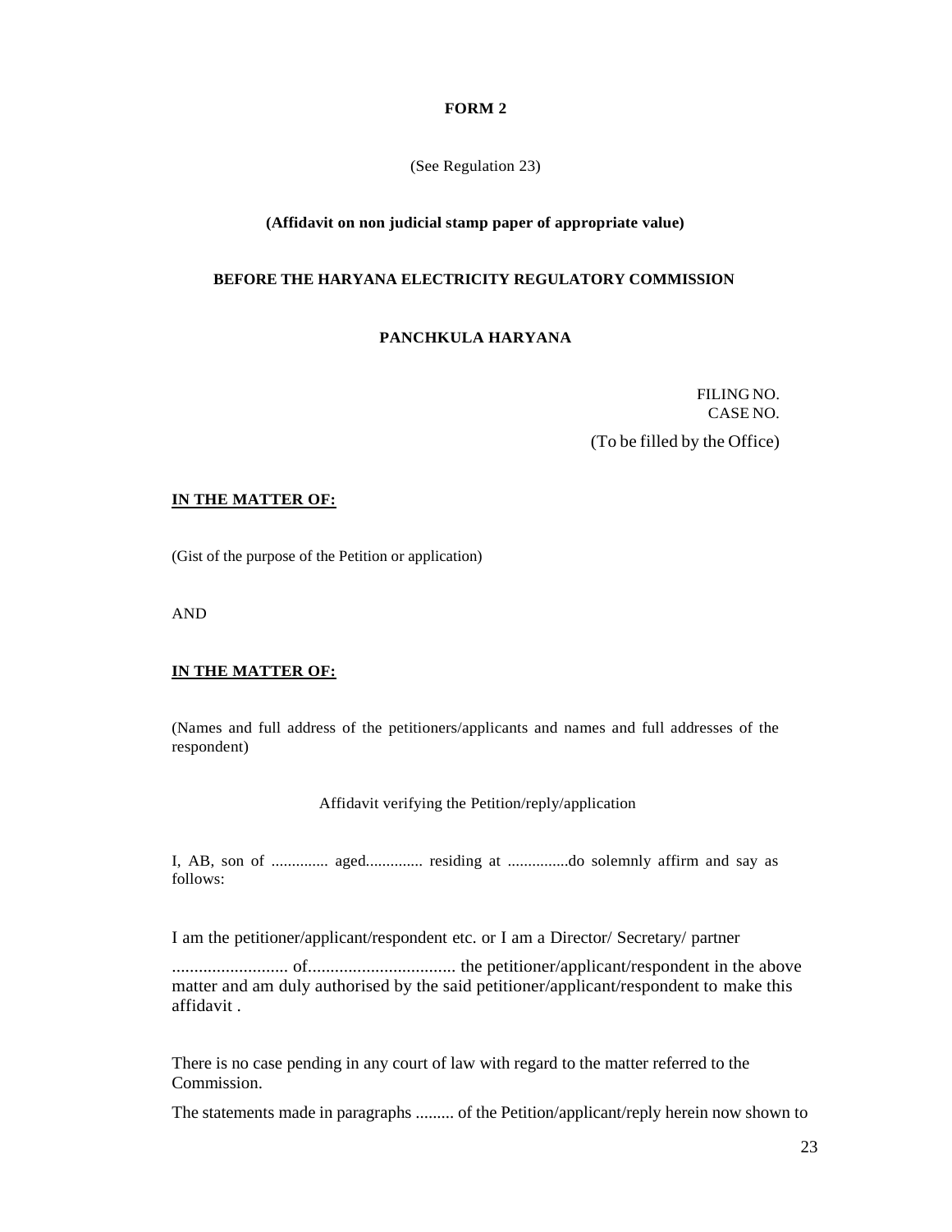**FORM 2**

(See Regulation 23)

**(Affidavit on non judicial stamp paper of appropriate value)**

**BEFORE THE HARYANA ELECTRICITY REGULATORY COMMISSION**

**PANCHKULA HARYANA**

FILING NO.
CASE NO.

(To be filled by the Office)

**IN THE MATTER OF:**

(Gist of the purpose of the Petition or application)

AND

**IN THE MATTER OF:**

(Names and full address of the petitioners/applicants and names and full addresses of the respondent)

Affidavit verifying the Petition/reply/application

I, AB, son of .............. aged.............. residing at ...............do solemnly affirm and say as follows:

I am the petitioner/applicant/respondent etc. or I am a Director/ Secretary/ partner

.......................... of................................ the petitioner/applicant/respondent in the above matter and am duly authorised by the said petitioner/applicant/respondent to make this affidavit .

There is no case pending in any court of law with regard to the matter referred to the Commission.

The statements made in paragraphs ......... of the Petition/applicant/reply herein now shown to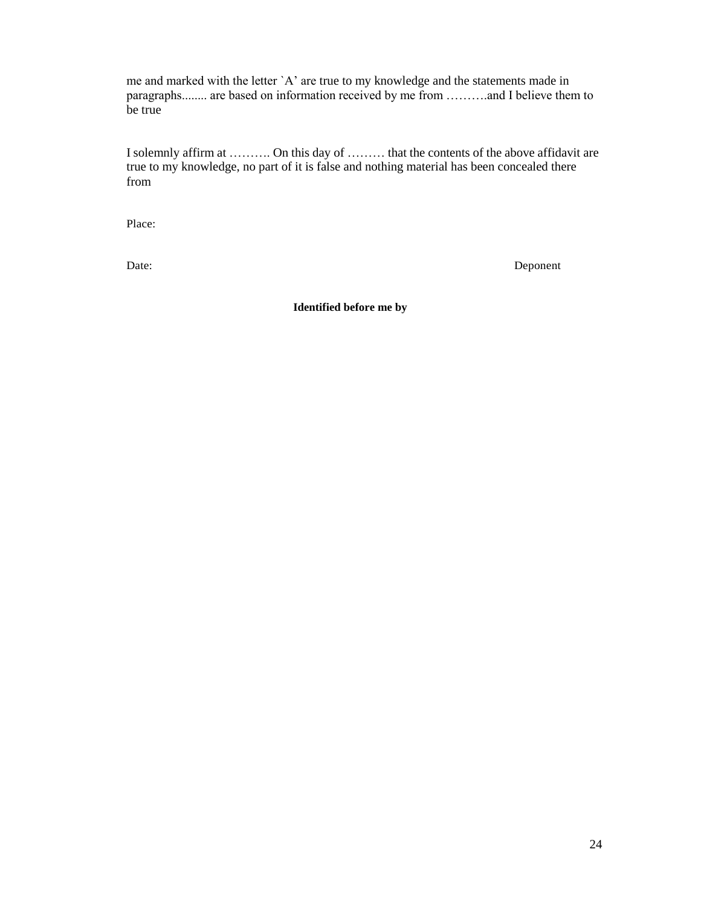me and marked with the letter `A' are true to my knowledge and the statements made in paragraphs........ are based on information received by me from ……….and I believe them to be true

I solemnly affirm at ………. On this day of ……… that the contents of the above affidavit are true to my knowledge, no part of it is false and nothing material has been concealed there from

Place:

Date: Deponent

**Identified before me by**